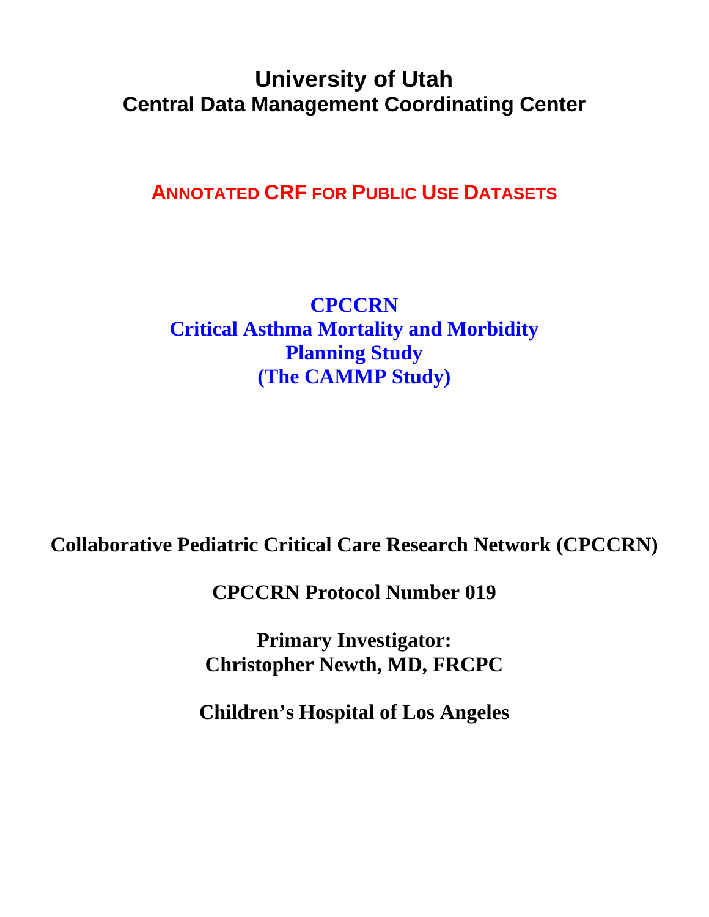# University of Utah
## Central Data Management Coordinating Center

## ANNOTATED CRF FOR PUBLIC USE DATASETS

## CPCCRN
## Critical Asthma Mortality and Morbidity Planning Study
## (The CAMMP Study)

**Collaborative Pediatric Critical Care Research Network (CPCCRN)**

**CPCCRN Protocol Number 019**

**Primary Investigator:**
**Christopher Newth, MD, FRCPC**

**Children's Hospital of Los Angeles**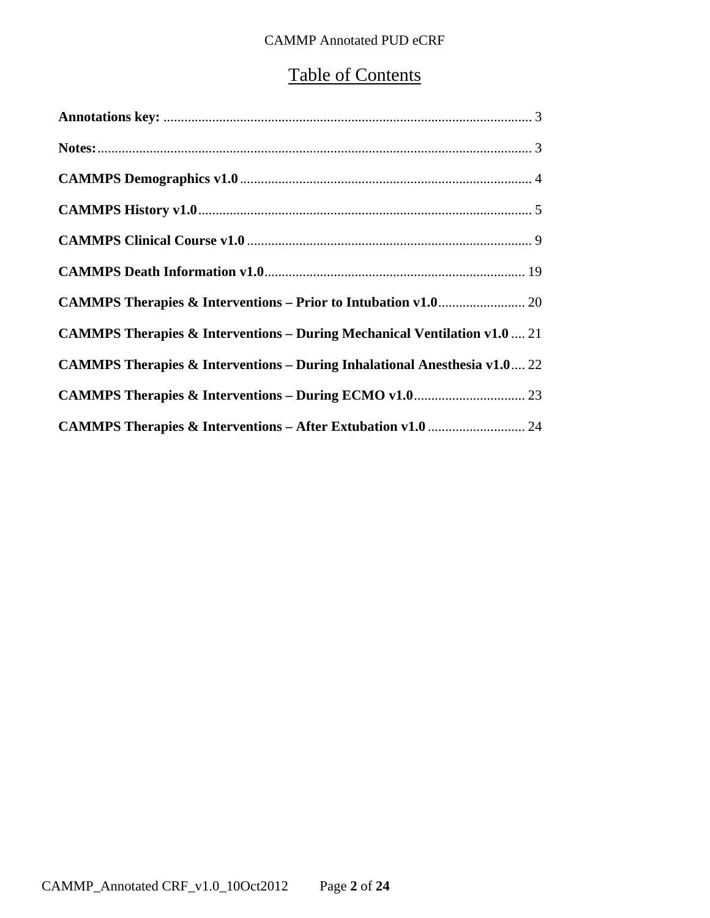# Table of Contents

**Annotations key:** ........................................................................................................... 3

**Notes:** ............................................................................................................................. 3

**CAMMPS Demographics v1.0** .................................................................................... 4

**CAMMPS History v1.0** ................................................................................................ 5

**CAMMPS Clinical Course v1.0** .................................................................................. 9

**CAMMPS Death Information v1.0** ........................................................................... 19

**CAMMPS Therapies & Interventions – Prior to Intubation v1.0** ......................... 20

**CAMMPS Therapies & Interventions – During Mechanical Ventilation v1.0** .... 21

**CAMMPS Therapies & Interventions – During Inhalational Anesthesia v1.0** .... 22

**CAMMPS Therapies & Interventions – During ECMO v1.0** ................................ 23

**CAMMPS Therapies & Interventions – After Extubation v1.0** ............................ 24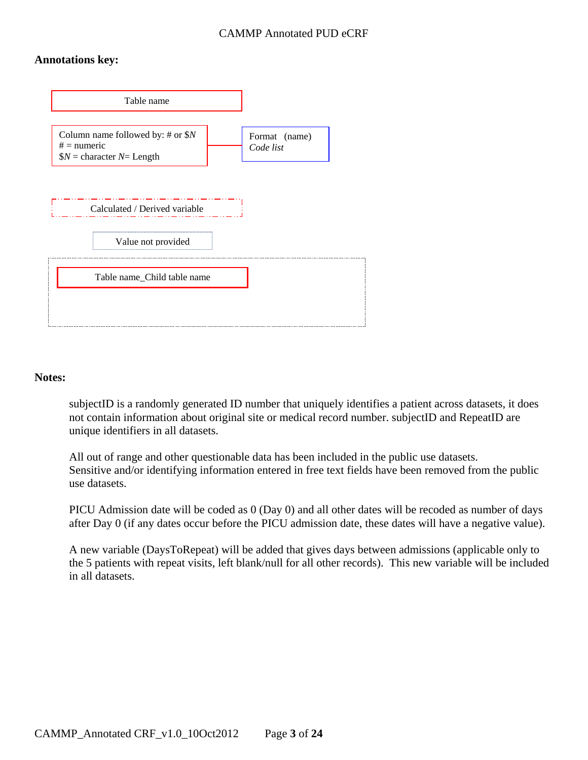**Annotations key:**

Table name

Column name followed by: # or $*N*
\# = numeric
$*N* = character *N*= Length

Format (name)
*Code list*

Calculated / Derived variable

Value not provided

Table name_Child table name

**Notes:**

subjectID is a randomly generated ID number that uniquely identifies a patient across datasets, it does not contain information about original site or medical record number. subjectID and RepeatID are unique identifiers in all datasets.

All out of range and other questionable data has been included in the public use datasets. Sensitive and/or identifying information entered in free text fields have been removed from the public use datasets.

PICU Admission date will be coded as 0 (Day 0) and all other dates will be recoded as number of days after Day 0 (if any dates occur before the PICU admission date, these dates will have a negative value).

A new variable (DaysToRepeat) will be added that gives days between admissions (applicable only to the 5 patients with repeat visits, left blank/null for all other records). This new variable will be included in all datasets.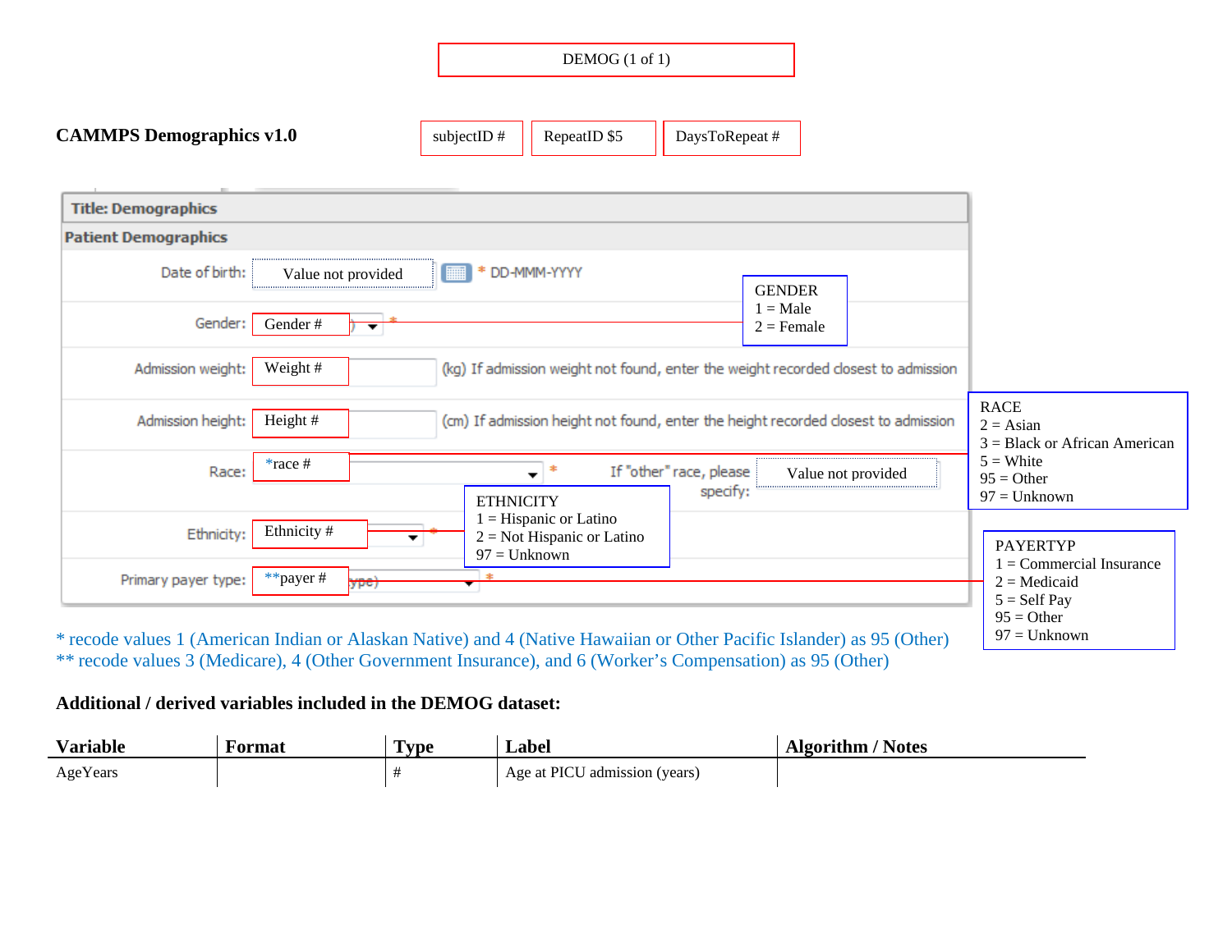DEMOG (1 of 1)

**CAMMPS Demographics v1.0**

subjectID # | RepeatID $5 | DaysToRepeat #

**Title: Demographics**

**Patient Demographics**

Date of birth: Value not provided * DD-MMM-YYYY

Gender: Gender # *

GENDER
1 = Male
2 = Female

Admission weight: Weight # (kg) If admission weight not found, enter the weight recorded closest to admission

Admission height: Height # (cm) If admission height not found, enter the height recorded closest to admission

Race: *race # * If "other" race, please specify: Value not provided

RACE
2 = Asian
3 = Black or African American
5 = White
95 = Other
97 = Unknown

Ethnicity: Ethnicity # *

ETHNICITY
1 = Hispanic or Latino
2 = Not Hispanic or Latino
97 = Unknown

Primary payer type: **payer # *

PAYERTYP
1 = Commercial Insurance
2 = Medicaid
5 = Self Pay
95 = Other
97 = Unknown

* recode values 1 (American Indian or Alaskan Native) and 4 (Native Hawaiian or Other Pacific Islander) as 95 (Other)
** recode values 3 (Medicare), 4 (Other Government Insurance), and 6 (Worker's Compensation) as 95 (Other)

**Additional / derived variables included in the DEMOG dataset:**

| Variable | Format | Type | Label | Algorithm / Notes |
|---|---|---|---|---|
| AgeYears | | # | Age at PICU admission (years) | |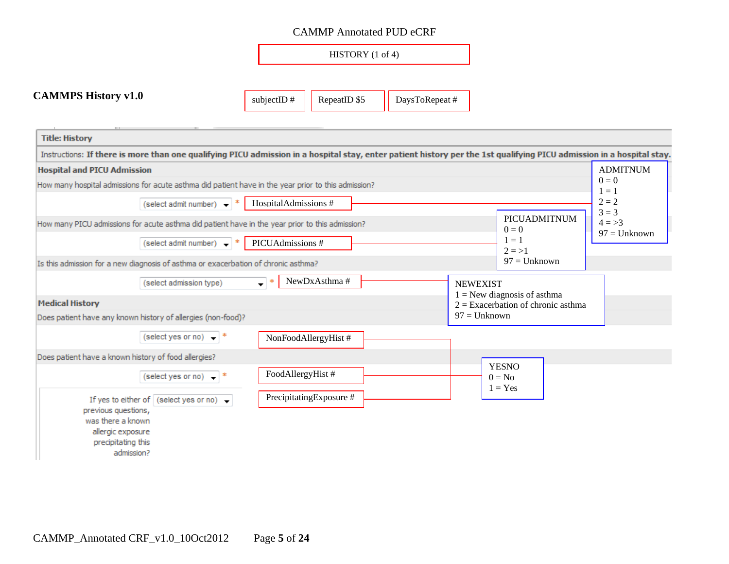CAMMP Annotated PUD eCRF

HISTORY (1 of 4)

**CAMMPS History v1.0**

subjectID # | RepeatID $5 | DaysToRepeat #

**Title: History**

Instructions: **If there is more than one qualifying PICU admission in a hospital stay, enter patient history per the 1st qualifying PICU admission in a hospital stay.**

**Hospital and PICU Admission**

How many hospital admissions for acute asthma did patient have in the year prior to this admission?

(select admit number) * — HospitalAdmissions #

ADMITNUM
0 = 0
1 = 1
2 = 2
3 = 3
4 = >3
97 = Unknown

How many PICU admissions for acute asthma did patient have in the year prior to this admission?

(select admit number) * — PICUAdmissions #

PICUADMITNUM
0 = 0
1 = 1
2 = >1
97 = Unknown

Is this admission for a new diagnosis of asthma or exacerbation of chronic asthma?

(select admission type) * — NewDxAsthma #

NEWEXIST
1 = New diagnosis of asthma
2 = Exacerbation of chronic asthma
97 = Unknown

**Medical History**

Does patient have any known history of allergies (non-food)?

(select yes or no) * — NonFoodAllergyHist #

Does patient have a known history of food allergies?

(select yes or no) * — FoodAllergyHist #

If yes to either of previous questions, was there a known allergic exposure precipitating this admission? (select yes or no) — PrecipitatingExposure #

YESNO
0 = No
1 = Yes

CAMMP_Annotated CRF_v1.0_10Oct2012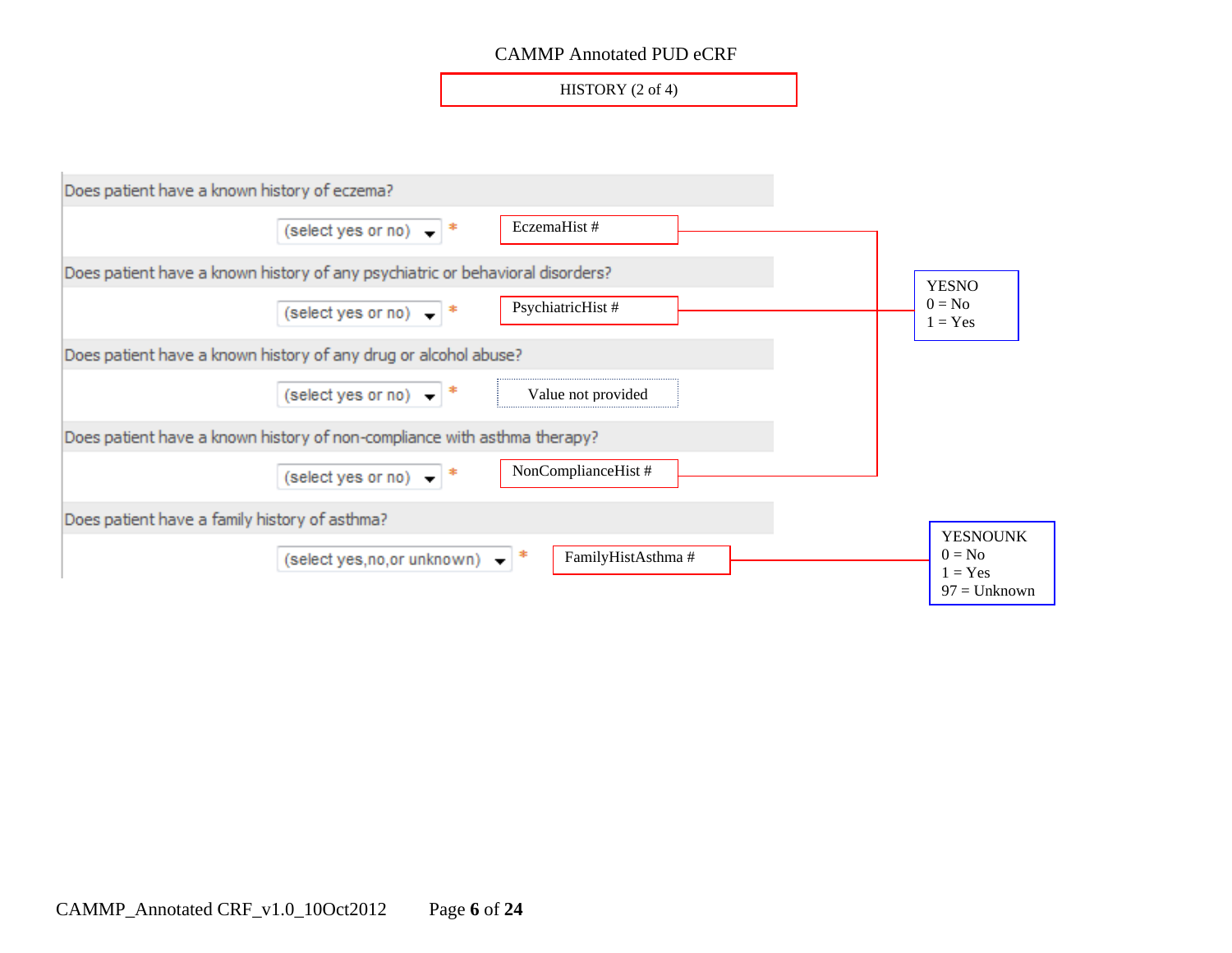CAMMP Annotated PUD eCRF

HISTORY (2 of 4)

Does patient have a known history of eczema?

(select yes or no) * — EczemaHist #

Does patient have a known history of any psychiatric or behavioral disorders?

(select yes or no) * — PsychiatricHist #

Does patient have a known history of any drug or alcohol abuse?

(select yes or no) * — Value not provided

Does patient have a known history of non-compliance with asthma therapy?

(select yes or no) * — NonComplianceHist #

Does patient have a family history of asthma?

(select yes,no,or unknown) * — FamilyHistAsthma #

YESNO (EczemaHist, PsychiatricHist, NonComplianceHist)
0 = No
1 = Yes

YESNOUNK (FamilyHistAsthma)
0 = No
1 = Yes
97 = Unknown

CAMMP_Annotated CRF_v1.0_10Oct2012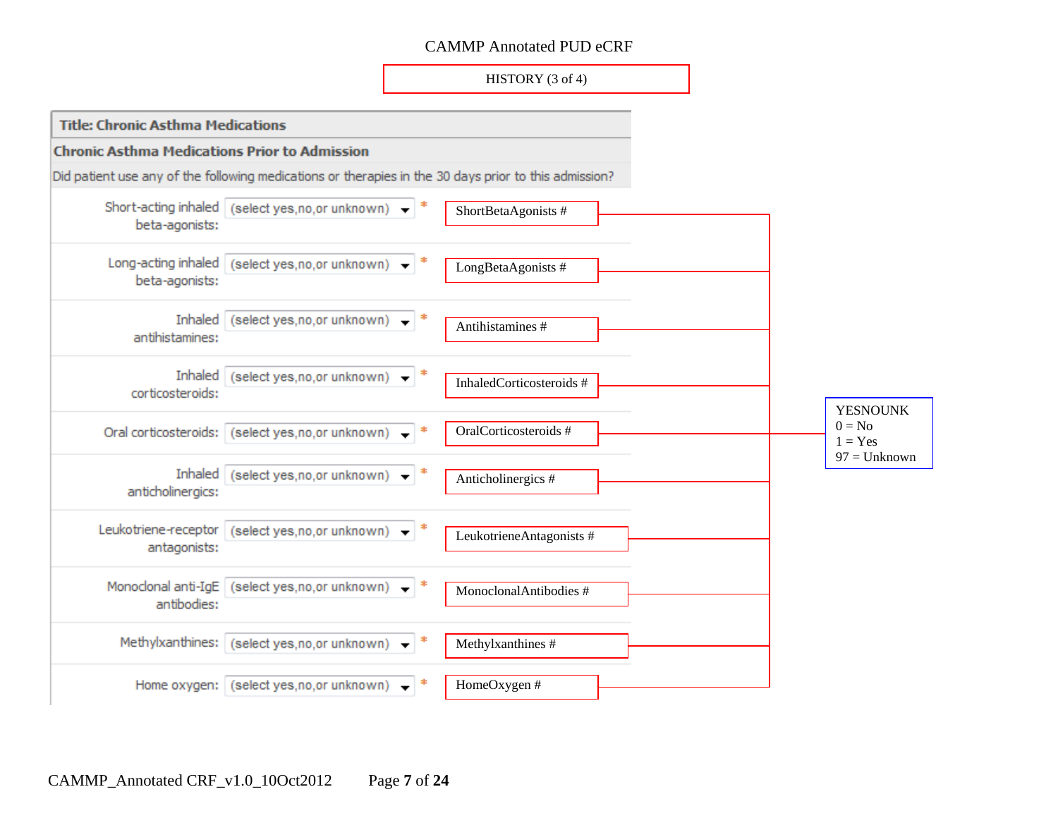CAMMP Annotated PUD eCRF

HISTORY (3 of 4)

## Title: Chronic Asthma Medications

### Chronic Asthma Medications Prior to Admission

Did patient use any of the following medications or therapies in the 30 days prior to this admission?

| Field | Response | Variable | Codelist |
|---|---|---|---|
| Short-acting inhaled beta-agonists: | (select yes,no,or unknown) * | ShortBetaAgonists # | YESNOUNK |
| Long-acting inhaled beta-agonists: | (select yes,no,or unknown) * | LongBetaAgonists # | YESNOUNK |
| Inhaled antihistamines: | (select yes,no,or unknown) * | Antihistamines # | YESNOUNK |
| Inhaled corticosteroids: | (select yes,no,or unknown) * | InhaledCorticosteroids # | YESNOUNK |
| Oral corticosteroids: | (select yes,no,or unknown) * | OralCorticosteroids # | YESNOUNK |
| Inhaled anticholinergics: | (select yes,no,or unknown) * | Anticholinergics # | YESNOUNK |
| Leukotriene-receptor antagonists: | (select yes,no,or unknown) * | LeukotrieneAntagonists # | YESNOUNK |
| Monoclonal anti-IgE antibodies: | (select yes,no,or unknown) * | MonoclonalAntibodies # | YESNOUNK |
| Methylxanthines: | (select yes,no,or unknown) * | Methylxanthines # | YESNOUNK |
| Home oxygen: | (select yes,no,or unknown) * | HomeOxygen # | YESNOUNK |

YESNOUNK
0 = No
1 = Yes
97 = Unknown

CAMMP_Annotated CRF_v1.0_10Oct2012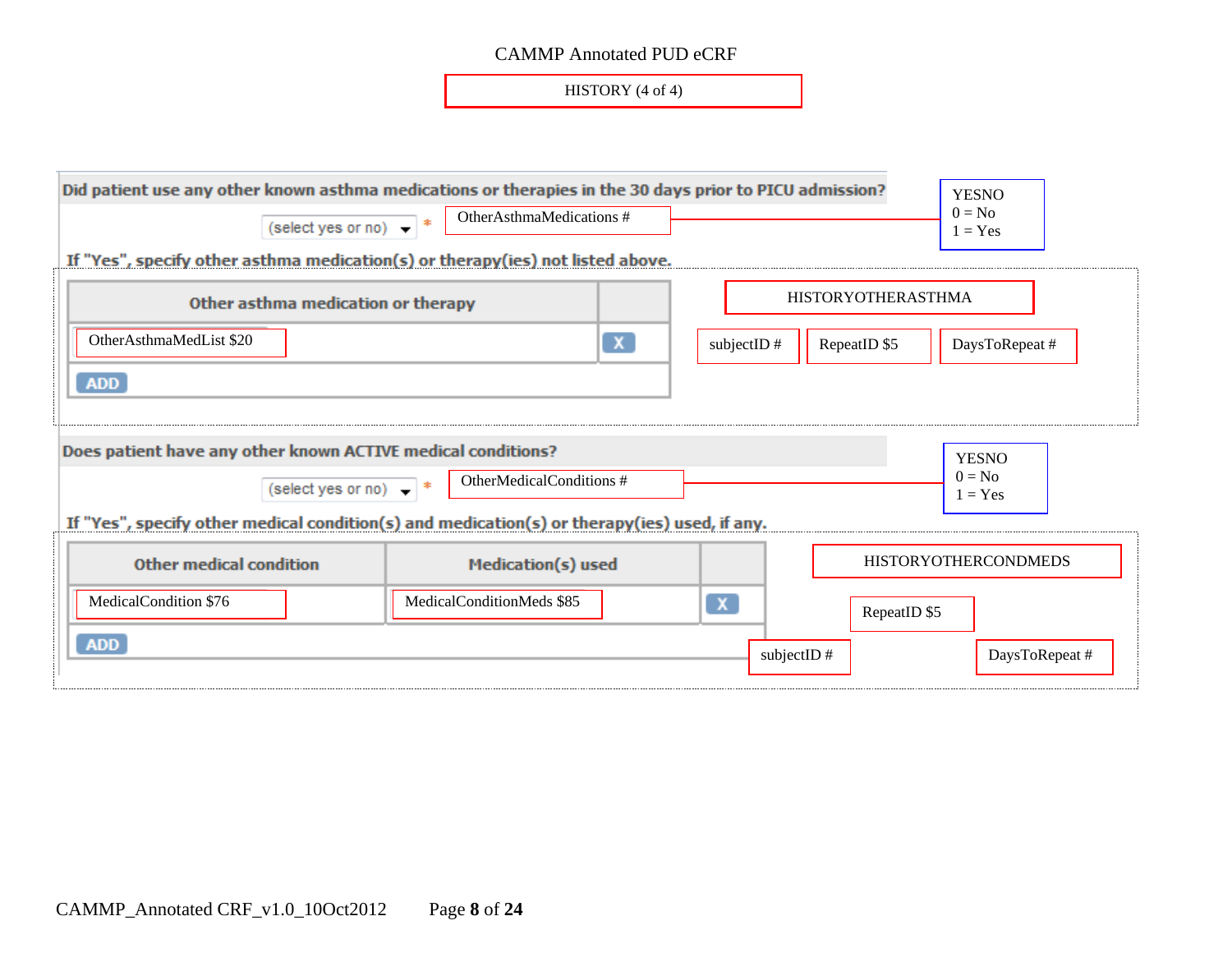CAMMP Annotated PUD eCRF

HISTORY (4 of 4)

**Did patient use any other known asthma medications or therapies in the 30 days prior to PICU admission?**

(select yes or no) * OtherAsthmaMedications #

YESNO
0 = No
1 = Yes

**If "Yes", specify other asthma medication(s) or therapy(ies) not listed above.**

| Other asthma medication or therapy | |
|---|---|
| OtherAsthmaMedList $20 | X |
| ADD | |

HISTORYOTHERASTHMA

subjectID # RepeatID $5 DaysToRepeat #

**Does patient have any other known ACTIVE medical conditions?**

(select yes or no) * OtherMedicalConditions #

YESNO
0 = No
1 = Yes

**If "Yes", specify other medical condition(s) and medication(s) or therapy(ies) used, if any.**

| Other medical condition | Medication(s) used | |
|---|---|---|
| MedicalCondition $76 | MedicalConditionMeds $85 | X |
| ADD | | |

HISTORYOTHERCONDMEDS

RepeatID $5

subjectID # DaysToRepeat #

CAMMP_Annotated CRF_v1.0_10Oct2012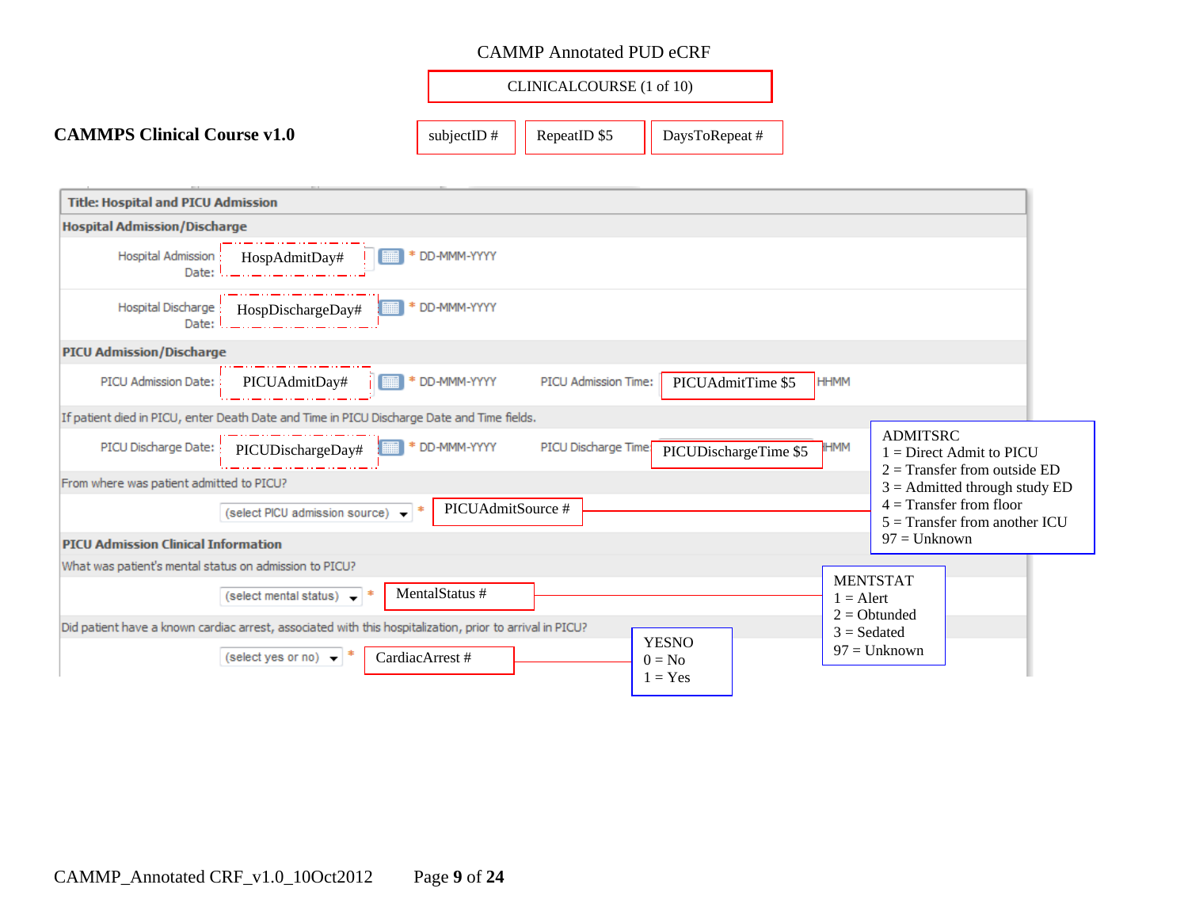CAMMP Annotated PUD eCRF

CLINICALCOURSE (1 of 10)

## CAMMPS Clinical Course v1.0

subjectID # | RepeatID $5 | DaysToRepeat #

**Title: Hospital and PICU Admission**

**Hospital Admission/Discharge**

Hospital Admission Date: HospAdmitDay# * DD-MMM-YYYY

Hospital Discharge Date: HospDischargeDay# * DD-MMM-YYYY

**PICU Admission/Discharge**

PICU Admission Date: PICUAdmitDay# * DD-MMM-YYYY    PICU Admission Time: PICUAdmitTime $5 HHMM

If patient died in PICU, enter Death Date and Time in PICU Discharge Date and Time fields.

PICU Discharge Date: PICUDischargeDay# * DD-MMM-YYYY    PICU Discharge Time: PICUDischargeTime $5 HHMM

From where was patient admitted to PICU?

(select PICU admission source) * PICUAdmitSource #

ADMITSRC
1 = Direct Admit to PICU
2 = Transfer from outside ED
3 = Admitted through study ED
4 = Transfer from floor
5 = Transfer from another ICU
97 = Unknown

**PICU Admission Clinical Information**

What was patient's mental status on admission to PICU?

(select mental status) * MentalStatus #

MENTSTAT
1 = Alert
2 = Obtunded
3 = Sedated
97 = Unknown

Did patient have a known cardiac arrest, associated with this hospitalization, prior to arrival in PICU?

(select yes or no) * CardiacArrest #

YESNO
0 = No
1 = Yes

CAMMP_Annotated CRF_v1.0_10Oct2012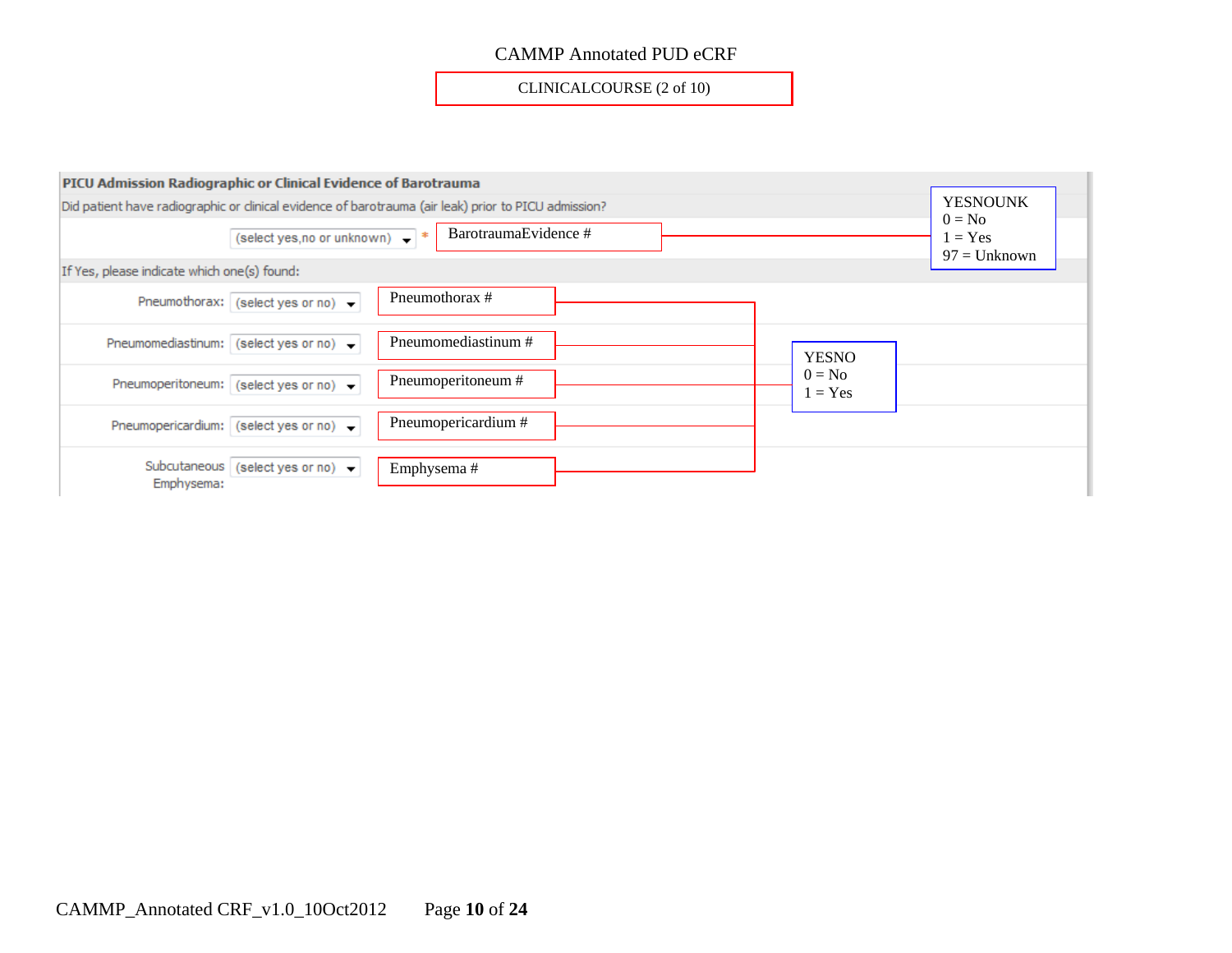# CAMMP Annotated PUD eCRF

CLINICALCOURSE (2 of 10)

**PICU Admission Radiographic or Clinical Evidence of Barotrauma**

Did patient have radiographic or clinical evidence of barotrauma (air leak) prior to PICU admission?

| Field | Entry | Variable | Codelist |
|---|---|---|---|
| Did patient have radiographic or clinical evidence of barotrauma (air leak) prior to PICU admission? * | (select yes,no or unknown) | BarotraumaEvidence # | YESNOUNK: 0 = No, 1 = Yes, 97 = Unknown |

If Yes, please indicate which one(s) found:

| Field | Entry | Variable | Codelist |
|---|---|---|---|
| Pneumothorax: | (select yes or no) | Pneumothorax # | YESNO: 0 = No, 1 = Yes |
| Pneumomediastinum: | (select yes or no) | Pneumomediastinum # | YESNO: 0 = No, 1 = Yes |
| Pneumoperitoneum: | (select yes or no) | Pneumoperitoneum # | YESNO: 0 = No, 1 = Yes |
| Pneumopericardium: | (select yes or no) | Pneumopericardium # | YESNO: 0 = No, 1 = Yes |
| Subcutaneous Emphysema: | (select yes or no) | Emphysema # | YESNO: 0 = No, 1 = Yes |

CAMMP_Annotated CRF_v1.0_10Oct2012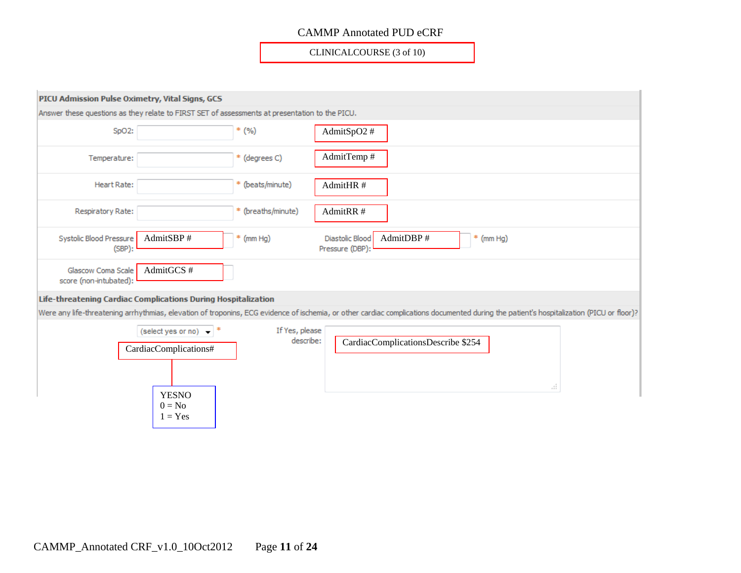CAMMP Annotated PUD eCRF

CLINICALCOURSE (3 of 10)

**PICU Admission Pulse Oximetry, Vital Signs, GCS**

Answer these questions as they relate to FIRST SET of assessments at presentation to the PICU.

| Field | | Units | Variable |
|---|---|---|---|
| SpO2: | | * (%) | AdmitSpO2 # |
| Temperature: | | * (degrees C) | AdmitTemp # |
| Heart Rate: | | * (beats/minute) | AdmitHR # |
| Respiratory Rate: | | * (breaths/minute) | AdmitRR # |
| Systolic Blood Pressure (SBP): | AdmitSBP # | * (mm Hg) | |
| Diastolic Blood Pressure (DBP): | AdmitDBP # | * (mm Hg) | |
| Glasgow Coma Scale score (non-intubated): | AdmitGCS # | | |

**Life-threatening Cardiac Complications During Hospitalization**

Were any life-threatening arrhythmias, elevation of troponins, ECG evidence of ischemia, or other cardiac complications documented during the patient's hospitalization (PICU or floor)?

(select yes or no) * — CardiacComplications#

YESNO
0 = No
1 = Yes

If Yes, please describe: CardiacComplicationsDescribe $254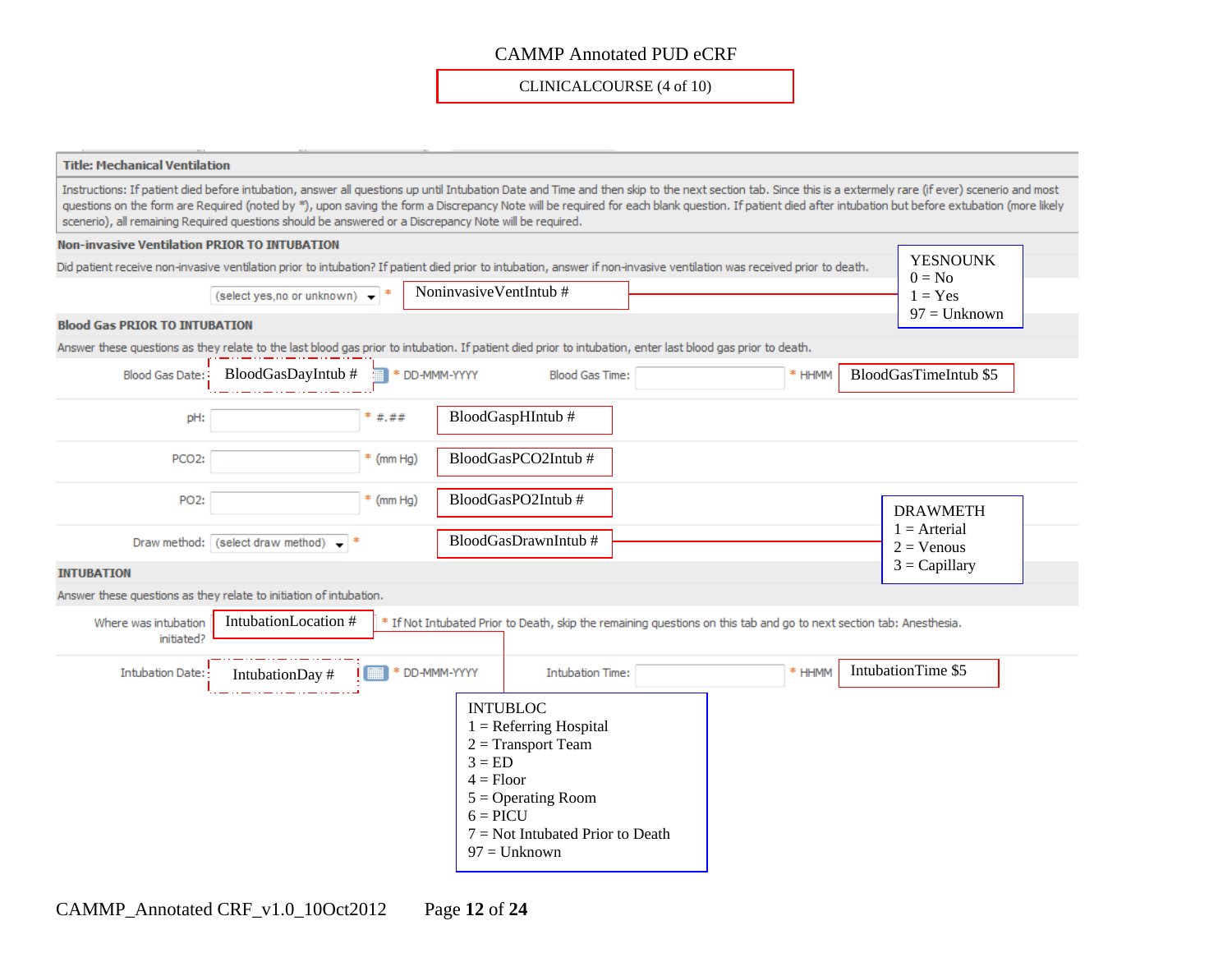# CAMMP Annotated PUD eCRF

**CLINICALCOURSE (4 of 10)**

## Title: Mechanical Ventilation

Instructions: If patient died before intubation, answer all questions up until Intubation Date and Time and then skip to the next section tab. Since this is a extermely rare (if ever) scenerio and most questions on the form are Required (noted by *), upon saving the form a Discrepancy Note will be required for each blank question. If patient died after intubation but before extubation (more likely scenerio), all remaining Required questions should be answered or a Discrepancy Note will be required.

### Non-invasive Ventilation PRIOR TO INTUBATION

Did patient receive non-invasive ventilation prior to intubation? If patient died prior to intubation, answer if non-invasive ventilation was received prior to death.

(select yes,no or unknown) * — NoninvasiveVentIntub #

YESNOUNK
0 = No
1 = Yes
97 = Unknown

### Blood Gas PRIOR TO INTUBATION

Answer these questions as they relate to the last blood gas prior to intubation. If patient died prior to intubation, enter last blood gas prior to death.

| Field | Format | Variable |
|---|---|---|
| Blood Gas Date: | * DD-MMM-YYYY | BloodGasDayIntub # |
| Blood Gas Time: | * HHMM | BloodGasTimeIntub $5 |
| pH: | * #.## | BloodGaspHIntub # |
| PCO2: | * (mm Hg) | BloodGasPCO2Intub # |
| PO2: | * (mm Hg) | BloodGasPO2Intub # |
| Draw method: (select draw method) | * | BloodGasDrawnIntub # |

DRAWMETH
1 = Arterial
2 = Venous
3 = Capillary

### INTUBATION

Answer these questions as they relate to initiation of intubation.

| Field | Format | Variable |
|---|---|---|
| Where was intubation initiated? | * If Not Intubated Prior to Death, skip the remaining questions on this tab and go to next section tab: Anesthesia. | IntubationLocation # |
| Intubation Date: | * DD-MMM-YYYY | IntubationDay # |
| Intubation Time: | * HHMM | IntubationTime $5 |

INTUBLOC
1 = Referring Hospital
2 = Transport Team
3 = ED
4 = Floor
5 = Operating Room
6 = PICU
7 = Not Intubated Prior to Death
97 = Unknown

CAMMP_Annotated CRF_v1.0_10Oct2012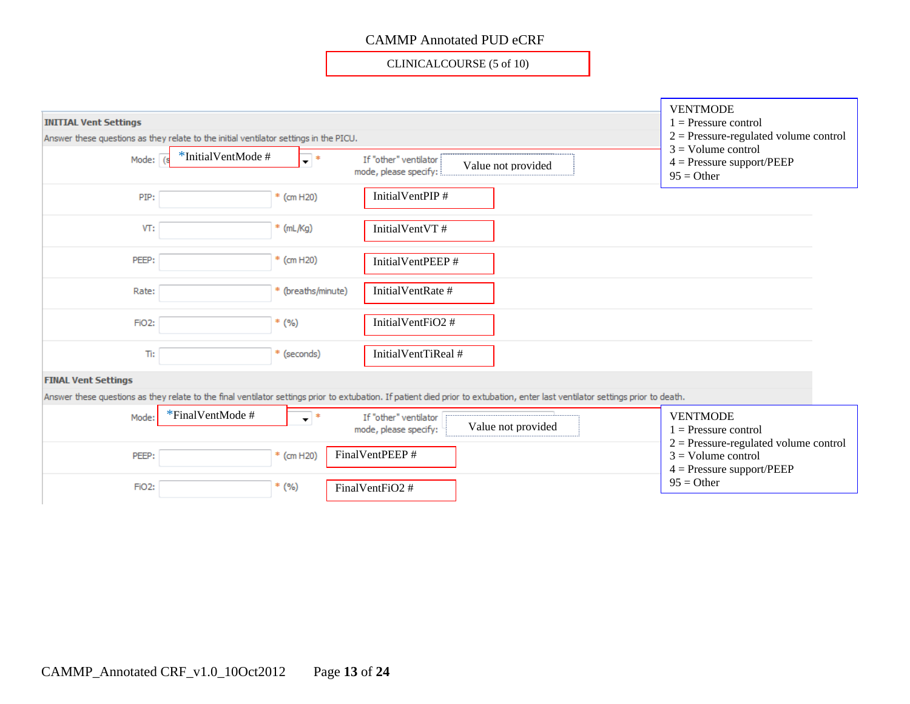# CAMMP Annotated PUD eCRF

CLINICALCOURSE (5 of 10)

### INITIAL Vent Settings

Answer these questions as they relate to the initial ventilator settings in the PICU.

| Field | Input | Units | Variable |
|---|---|---|---|
| Mode: | *InitialVentMode # | * | If "other" ventilator mode, please specify: Value not provided |
| PIP: | | * (cm H20) | InitialVentPIP # |
| VT: | | * (mL/Kg) | InitialVentVT # |
| PEEP: | | * (cm H20) | InitialVentPEEP # |
| Rate: | | * (breaths/minute) | InitialVentRate # |
| FiO2: | | * (%) | InitialVentFiO2 # |
| Ti: | | * (seconds) | InitialVentTiReal # |

VENTMODE
1 = Pressure control
2 = Pressure-regulated volume control
3 = Volume control
4 = Pressure support/PEEP
95 = Other

### FINAL Vent Settings

Answer these questions as they relate to the final ventilator settings prior to extubation. If patient died prior to extubation, enter last ventilator settings prior to death.

| Field | Input | Units | Variable |
|---|---|---|---|
| Mode: | *FinalVentMode # | * | If "other" ventilator mode, please specify: Value not provided |
| PEEP: | | * (cm H20) | FinalVentPEEP # |
| FiO2: | | * (%) | FinalVentFiO2 # |

VENTMODE
1 = Pressure control
2 = Pressure-regulated volume control
3 = Volume control
4 = Pressure support/PEEP
95 = Other

CAMMP_Annotated CRF_v1.0_10Oct2012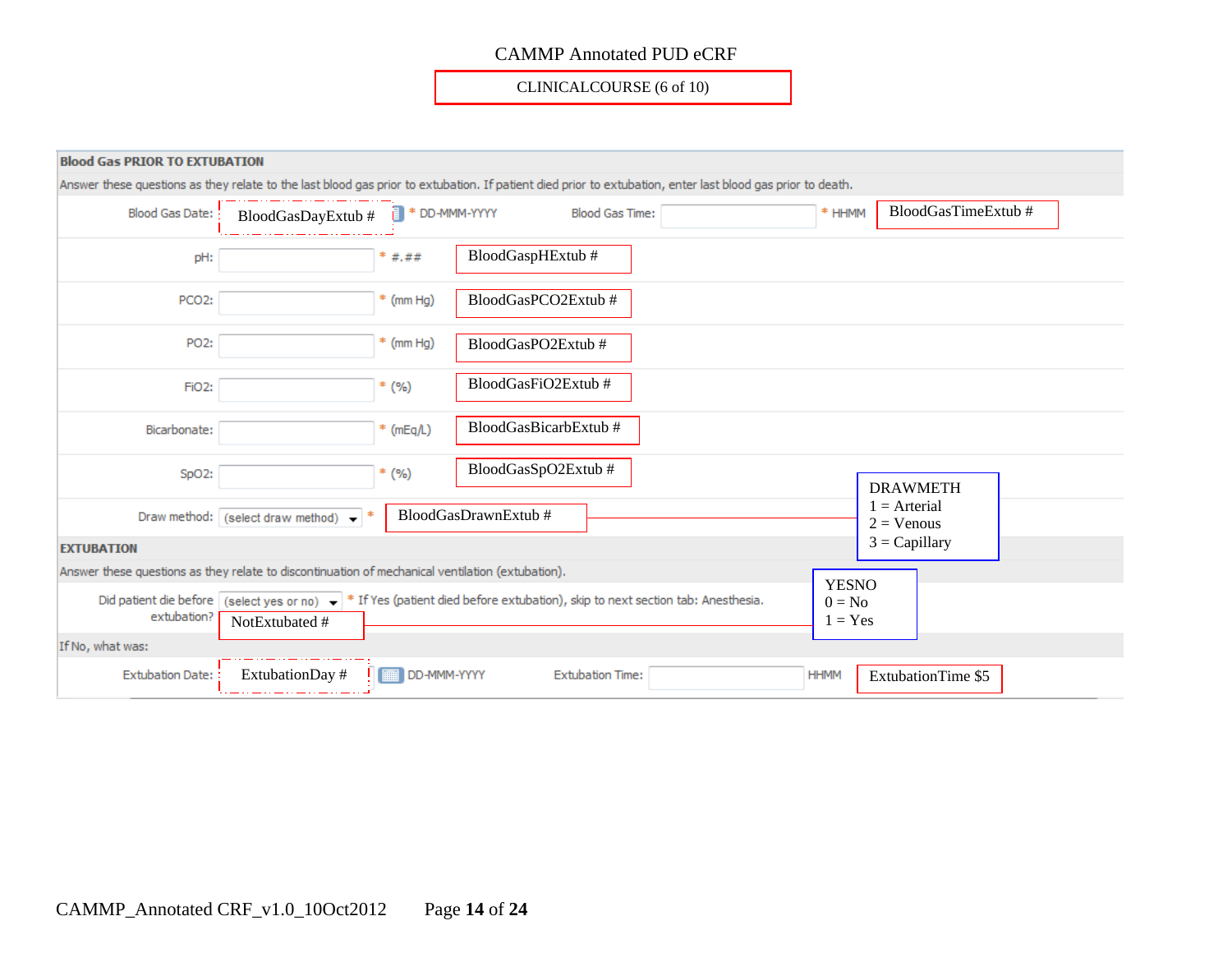CAMMP Annotated PUD eCRF

CLINICALCOURSE (6 of 10)

**Blood Gas PRIOR TO EXTUBATION**

Answer these questions as they relate to the last blood gas prior to extubation. If patient died prior to extubation, enter last blood gas prior to death.

| Field | Format | Variable |
|---|---|---|
| Blood Gas Date: | * DD-MMM-YYYY | BloodGasDayExtub # |
| Blood Gas Time: | * HHMM | BloodGasTimeExtub # |
| pH: | * #.## | BloodGaspHExtub # |
| PCO2: | * (mm Hg) | BloodGasPCO2Extub # |
| PO2: | * (mm Hg) | BloodGasPO2Extub # |
| FiO2: | * (%) | BloodGasFiO2Extub # |
| Bicarbonate: | * (mEq/L) | BloodGasBicarbExtub # |
| SpO2: | * (%) | BloodGasSpO2Extub # |
| Draw method: | (select draw method) * | BloodGasDrawnExtub # |

DRAWMETH
1 = Arterial
2 = Venous
3 = Capillary

**EXTUBATION**

Answer these questions as they relate to discontinuation of mechanical ventilation (extubation).

Did patient die before extubation? (select yes or no) * If Yes (patient died before extubation), skip to next section tab: Anesthesia. — NotExtubated #

YESNO
0 = No
1 = Yes

If No, what was:

| Field | Format | Variable |
|---|---|---|
| Extubation Date: | DD-MMM-YYYY | ExtubationDay # |
| Extubation Time: | HHMM | ExtubationTime $5 |

CAMMP_Annotated CRF_v1.0_10Oct2012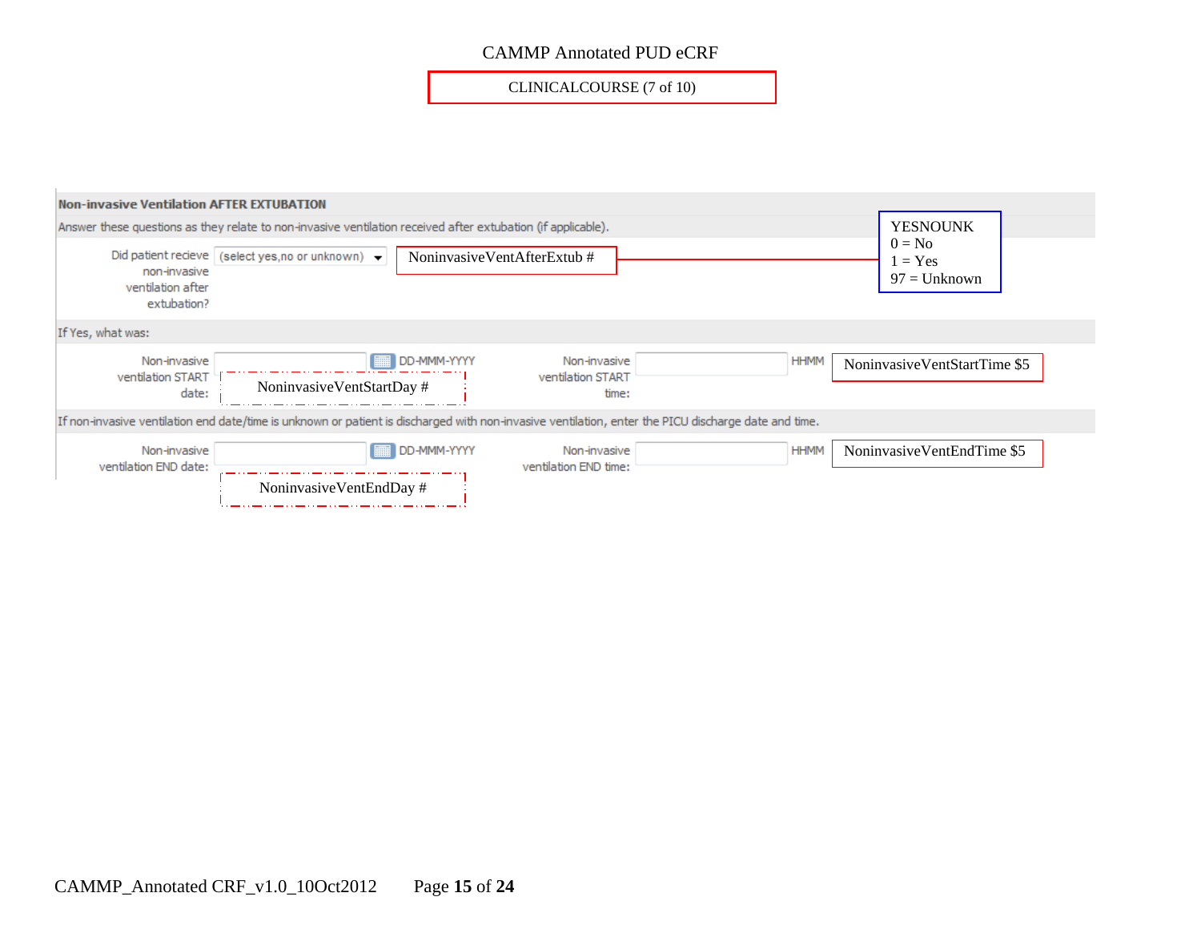CAMMP Annotated PUD eCRF

CLINICALCOURSE (7 of 10)

**Non-invasive Ventilation AFTER EXTUBATION**

Answer these questions as they relate to non-invasive ventilation received after extubation (if applicable).

| Field | Input | Variable | Format |
|---|---|---|---|
| Did patient recieve non-invasive ventilation after extubation? | (select yes,no or unknown) | NoninvasiveVentAfterExtub # | YESNOUNK: 0 = No, 1 = Yes, 97 = Unknown |

If Yes, what was:

| Field | Format | Variable |
|---|---|---|
| Non-invasive ventilation START date: | DD-MMM-YYYY | NoninvasiveVentStartDay # |
| Non-invasive ventilation START time: | HHMM | NoninvasiveVentStartTime $5 |

If non-invasive ventilation end date/time is unknown or patient is discharged with non-invasive ventilation, enter the PICU discharge date and time.

| Field | Format | Variable |
|---|---|---|
| Non-invasive ventilation END date: | DD-MMM-YYYY | NoninvasiveVentEndDay # |
| Non-invasive ventilation END time: | HHMM | NoninvasiveVentEndTime $5 |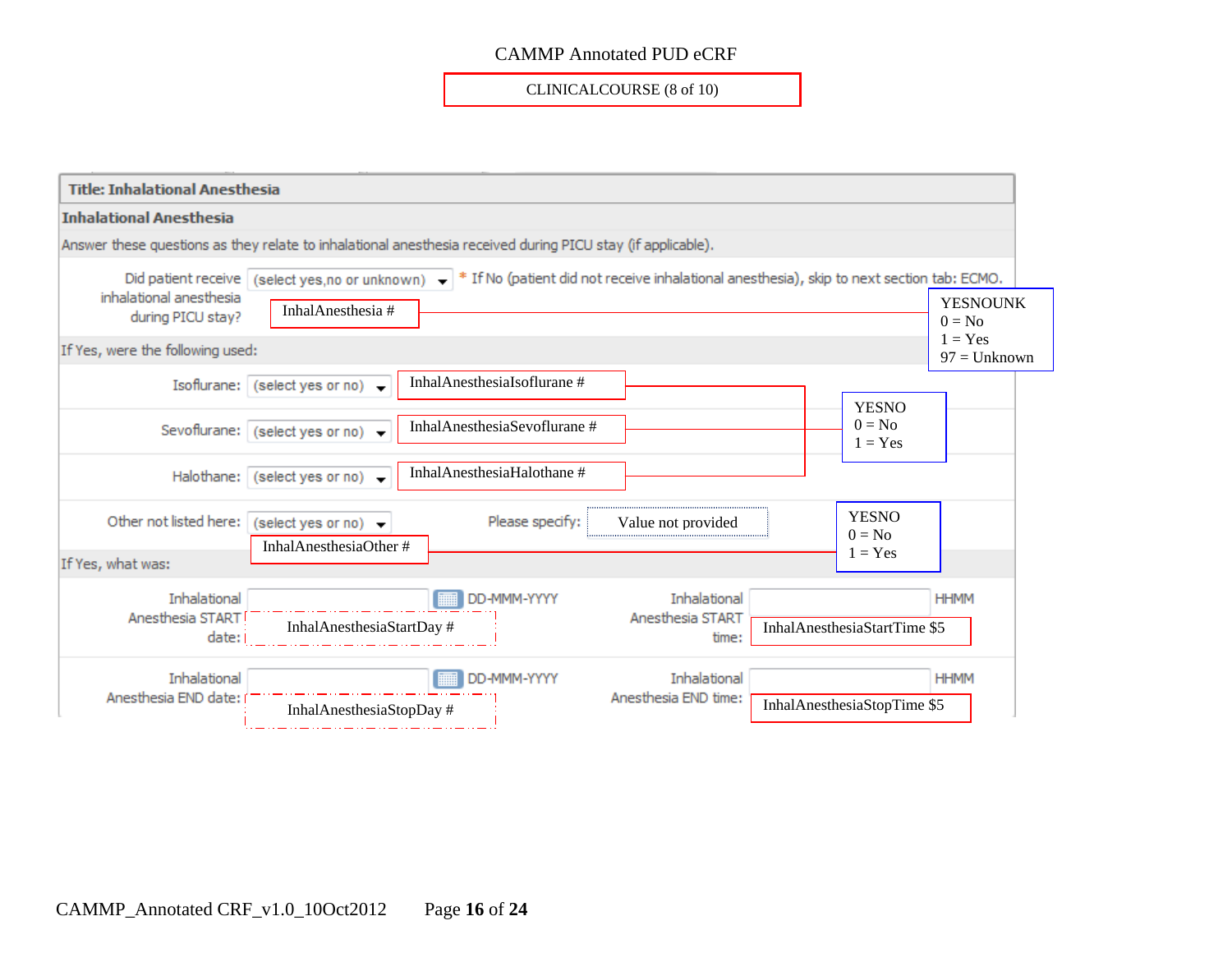CAMMP Annotated PUD eCRF

CLINICALCOURSE (8 of 10)

**Title: Inhalational Anesthesia**

**Inhalational Anesthesia**

Answer these questions as they relate to inhalational anesthesia received during PICU stay (if applicable).

Did patient receive inhalational anesthesia during PICU stay? (select yes,no or unknown) * If No (patient did not receive inhalational anesthesia), skip to next section tab: ECMO.

InhalAnesthesia #

YESNOUNK
0 = No
1 = Yes
97 = Unknown

If Yes, were the following used:

Isoflurane: (select yes or no) InhalAnesthesiaIsoflurane #

Sevoflurane: (select yes or no) InhalAnesthesiaSevoflurane #

Halothane: (select yes or no) InhalAnesthesiaHalothane #

YESNO
0 = No
1 = Yes

Other not listed here: (select yes or no) InhalAnesthesiaOther # Please specify: Value not provided

YESNO
0 = No
1 = Yes

If Yes, what was:

Inhalational Anesthesia START date: DD-MMM-YYYY InhalAnesthesiaStartDay #

Inhalational Anesthesia START time: HHMM InhalAnesthesiaStartTime $5

Inhalational Anesthesia END date: DD-MMM-YYYY InhalAnesthesiaStopDay #

Inhalational Anesthesia END time: HHMM InhalAnesthesiaStopTime $5

CAMMP_Annotated CRF_v1.0_10Oct2012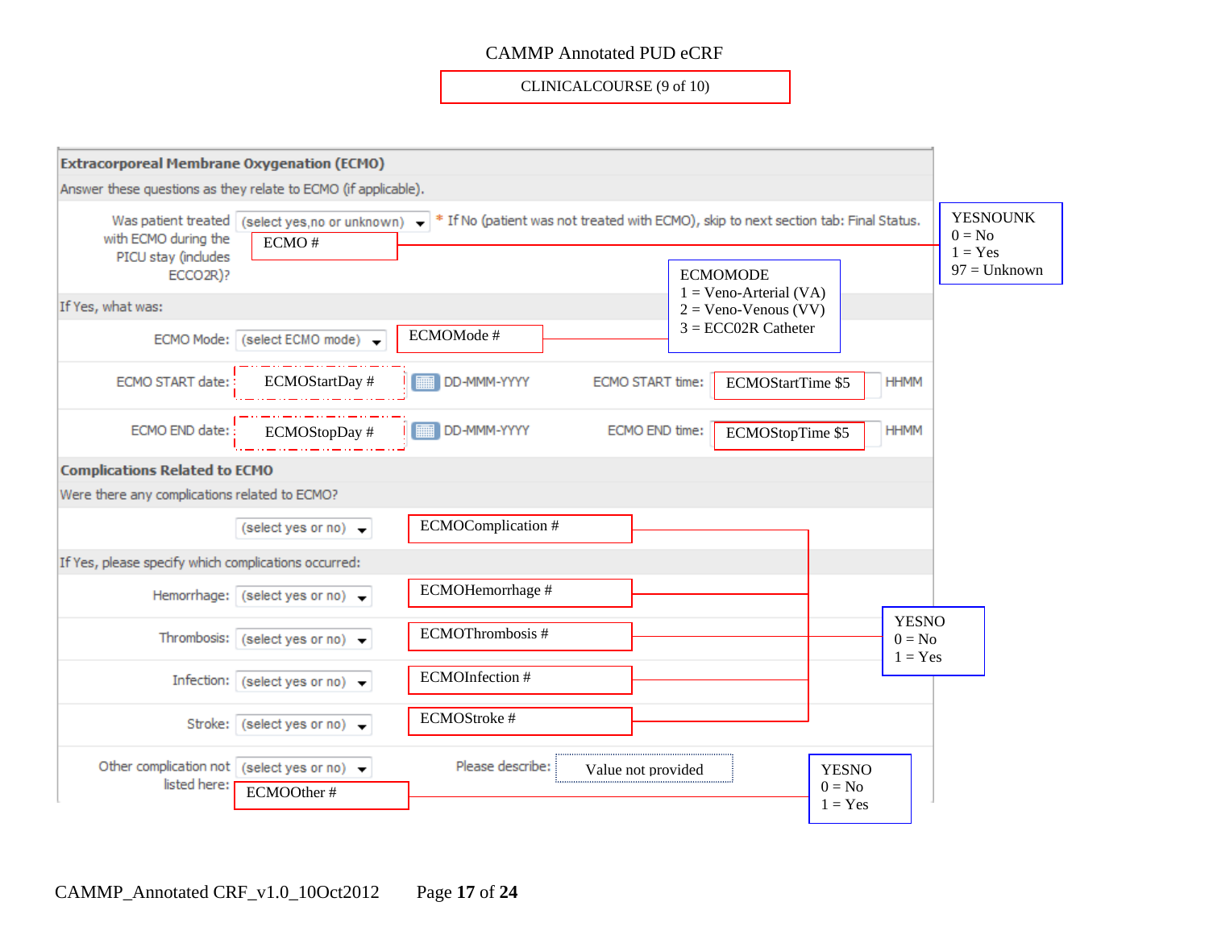CAMMP Annotated PUD eCRF

CLINICALCOURSE (9 of 10)

## Extracorporeal Membrane Oxygenation (ECMO)

Answer these questions as they relate to ECMO (if applicable).

| Field | Input | Variable | Notes / Codelist |
|---|---|---|---|
| Was patient treated with ECMO during the PICU stay (includes ECCO2R)? | (select yes,no or unknown) | ECMO # | * If No (patient was not treated with ECMO), skip to next section tab: Final Status. YESNOUNK: 0 = No, 1 = Yes, 97 = Unknown |

If Yes, what was:

| Field | Input | Variable | Notes / Codelist |
|---|---|---|---|
| ECMO Mode: | (select ECMO mode) | ECMOMode # | ECMOMODE: 1 = Veno-Arterial (VA), 2 = Veno-Venous (VV), 3 = ECC02R Catheter |
| ECMO START date: | DD-MMM-YYYY | ECMOStartDay # | |
| ECMO START time: | HHMM | ECMOStartTime $5 | |
| ECMO END date: | DD-MMM-YYYY | ECMOStopDay # | |
| ECMO END time: | HHMM | ECMOStopTime $5 | |

## Complications Related to ECMO

Were there any complications related to ECMO?

| Field | Input | Variable | Codelist |
|---|---|---|---|
| | (select yes or no) | ECMOComplication # | YESNO: 0 = No, 1 = Yes |

If Yes, please specify which complications occurred:

| Field | Input | Variable | Codelist |
|---|---|---|---|
| Hemorrhage: | (select yes or no) | ECMOHemorrhage # | YESNO: 0 = No, 1 = Yes |
| Thrombosis: | (select yes or no) | ECMOThrombosis # | YESNO: 0 = No, 1 = Yes |
| Infection: | (select yes or no) | ECMOInfection # | YESNO: 0 = No, 1 = Yes |
| Stroke: | (select yes or no) | ECMOStroke # | YESNO: 0 = No, 1 = Yes |
| Other complication not listed here: | (select yes or no) | ECMOOther # | YESNO: 0 = No, 1 = Yes |
| Please describe: | Value not provided | | |

CAMMP_Annotated CRF_v1.0_10Oct2012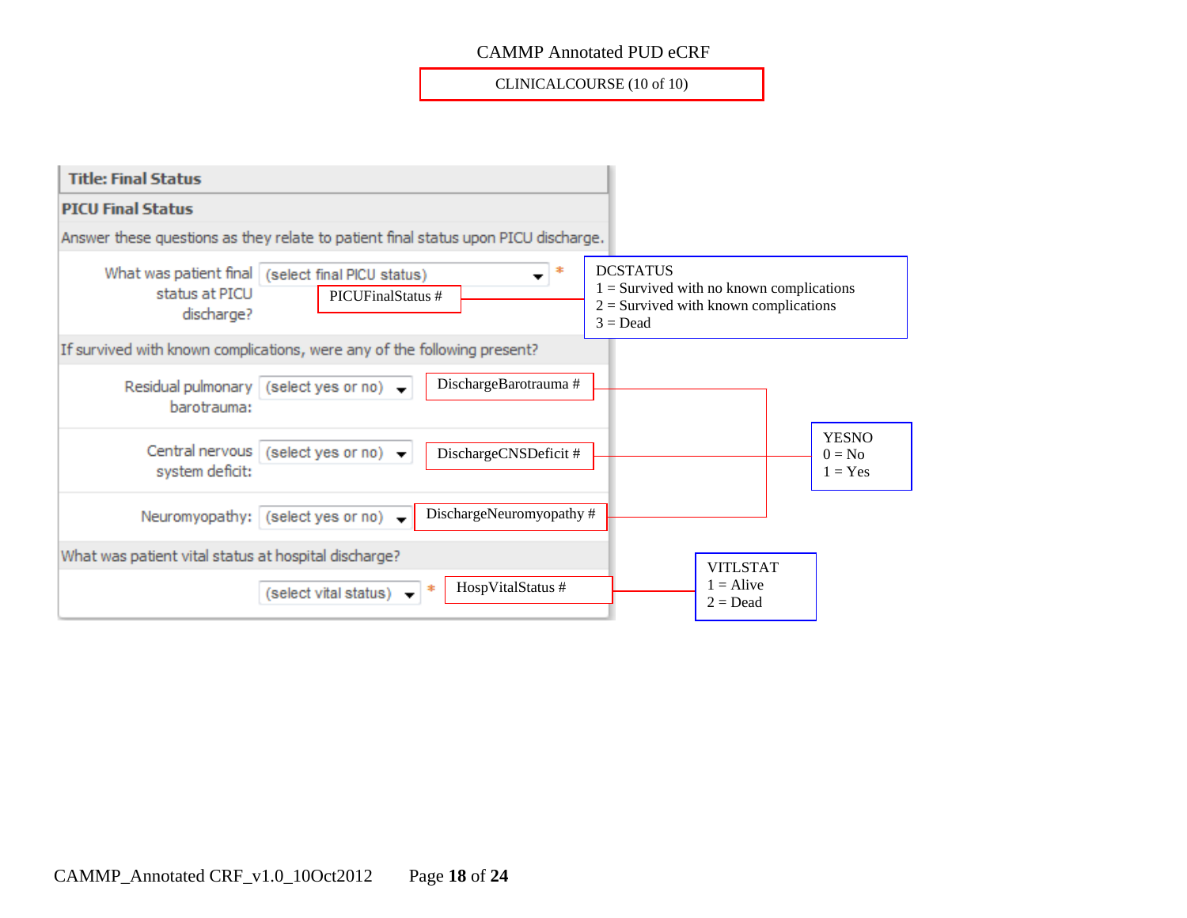CAMMP Annotated PUD eCRF

CLINICALCOURSE (10 of 10)

**Title: Final Status**

**PICU Final Status**

Answer these questions as they relate to patient final status upon PICU discharge.

What was patient final status at PICU discharge? (select final PICU status) *

PICUFinalStatus #

DCSTATUS
1 = Survived with no known complications
2 = Survived with known complications
3 = Dead

If survived with known complications, were any of the following present?

Residual pulmonary barotrauma: (select yes or no)

DischargeBarotrauma #

Central nervous system deficit: (select yes or no)

DischargeCNSDeficit #

Neuromyopathy: (select yes or no)

DischargeNeuromyopathy #

YESNO
0 = No
1 = Yes

What was patient vital status at hospital discharge?

(select vital status) *

HospVitalStatus #

VITLSTAT
1 = Alive
2 = Dead

CAMMP_Annotated CRF_v1.0_10Oct2012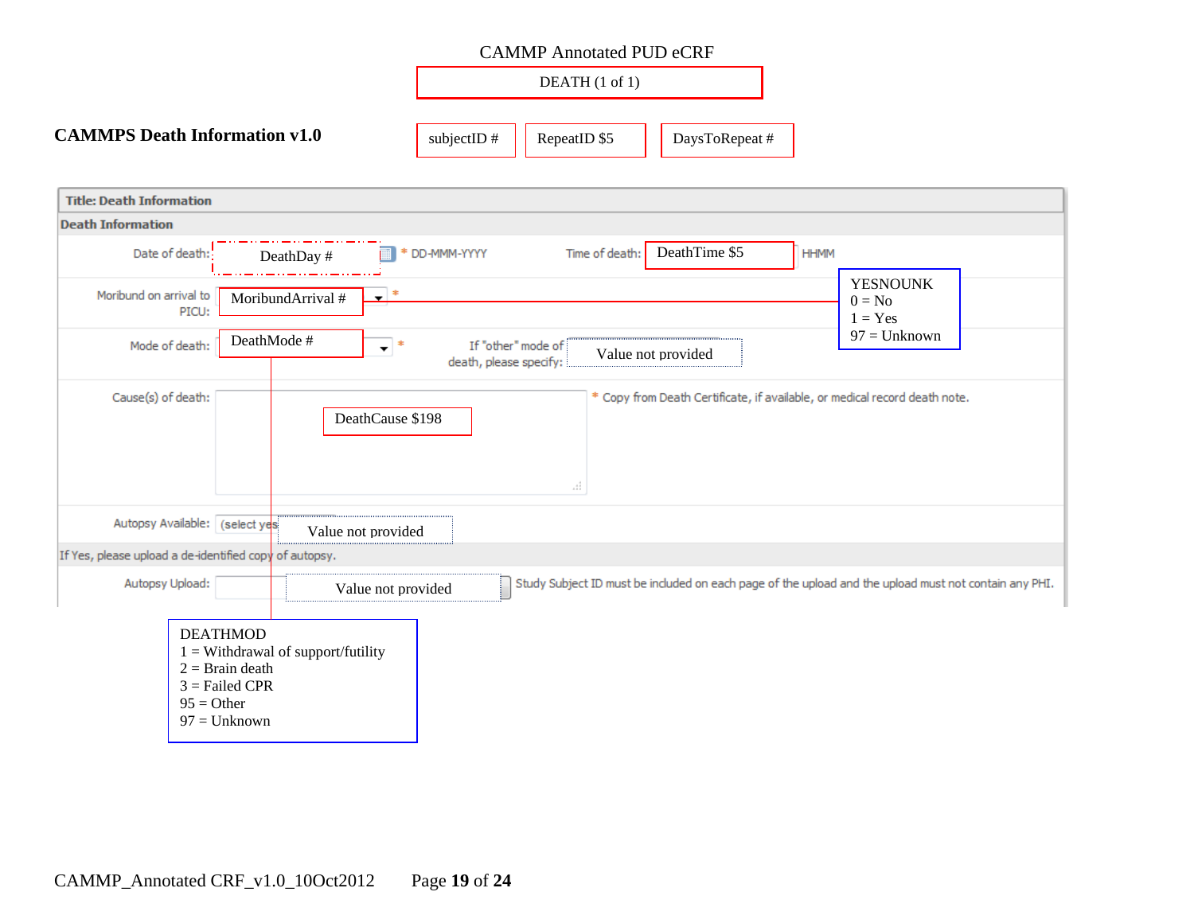CAMMP Annotated PUD eCRF

DEATH (1 of 1)

**CAMMPS Death Information v1.0**

subjectID # | RepeatID $5 | DaysToRepeat #

**Title: Death Information**

**Death Information**

Date of death: DeathDay # * DD-MMM-YYYY

Time of death: DeathTime $5 HHMM

Moribund on arrival to PICU: MoribundArrival # *

YESNOUNK
0 = No
1 = Yes
97 = Unknown

Mode of death: DeathMode # *

If "other" mode of death, please specify: Value not provided

Cause(s) of death: DeathCause $198 * Copy from Death Certificate, if available, or medical record death note.

Autopsy Available: (select yes Value not provided

If Yes, please upload a de-identified copy of autopsy.

Autopsy Upload: Value not provided Study Subject ID must be included on each page of the upload and the upload must not contain any PHI.

DEATHMOD
1 = Withdrawal of support/futility
2 = Brain death
3 = Failed CPR
95 = Other
97 = Unknown

CAMMP_Annotated CRF_v1.0_10Oct2012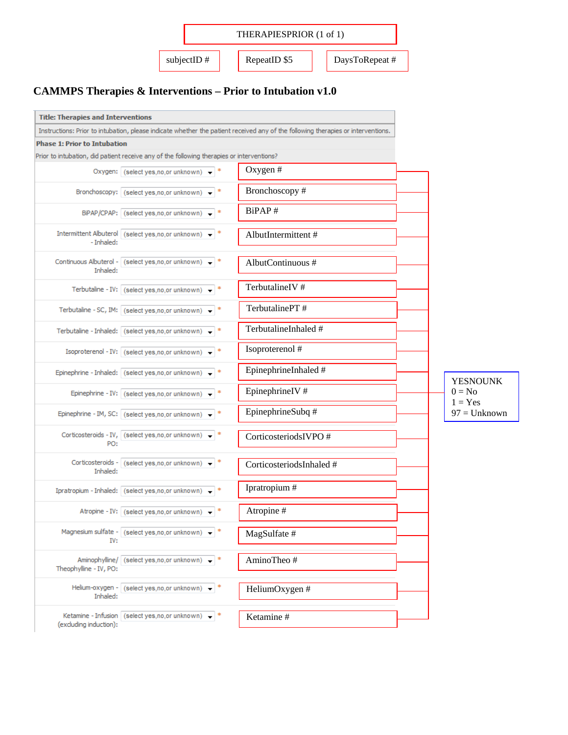THERAPIESPRIOR (1 of 1)

subjectID # | RepeatID $5 | DaysToRepeat #

## CAMMPS Therapies & Interventions – Prior to Intubation v1.0

**Title: Therapies and Interventions**

Instructions: Prior to intubation, please indicate whether the patient received any of the following therapies or interventions.

**Phase 1: Prior to Intubation**

Prior to intubation, did patient receive any of the following therapies or interventions?

| Item | Response | Variable |
|---|---|---|
| Oxygen: | (select yes,no,or unknown) * | Oxygen # |
| Bronchoscopy: | (select yes,no,or unknown) * | Bronchoscopy # |
| BiPAP/CPAP: | (select yes,no,or unknown) * | BiPAP # |
| Intermittent Albuterol - Inhaled: | (select yes,no,or unknown) * | AlbutIntermittent # |
| Continuous Albuterol - Inhaled: | (select yes,no,or unknown) * | AlbutContinuous # |
| Terbutaline - IV: | (select yes,no,or unknown) * | TerbutalineIV # |
| Terbutaline - SC, IM: | (select yes,no,or unknown) * | TerbutalinePT # |
| Terbutaline - Inhaled: | (select yes,no,or unknown) * | TerbutalineInhaled # |
| Isoproterenol - IV: | (select yes,no,or unknown) * | Isoproterenol # |
| Epinephrine - Inhaled: | (select yes,no,or unknown) * | EpinephrineInhaled # |
| Epinephrine - IV: | (select yes,no,or unknown) * | EpinephrineIV # |
| Epinephrine - IM, SC: | (select yes,no,or unknown) * | EpinephrineSubq # |
| Corticosteroids - IV, PO: | (select yes,no,or unknown) * | CorticosteriodsIVPO # |
| Corticosteroids - Inhaled: | (select yes,no,or unknown) * | CorticosteriodsInhaled # |
| Ipratropium - Inhaled: | (select yes,no,or unknown) * | Ipratropium # |
| Atropine - IV: | (select yes,no,or unknown) * | Atropine # |
| Magnesium sulfate - IV: | (select yes,no,or unknown) * | MagSulfate # |
| Aminophylline/ Theophylline - IV, PO: | (select yes,no,or unknown) * | AminoTheo # |
| Helium-oxygen - Inhaled: | (select yes,no,or unknown) * | HeliumOxygen # |
| Ketamine - Infusion (excluding induction): | (select yes,no,or unknown) * | Ketamine # |

YESNOUNK
0 = No
1 = Yes
97 = Unknown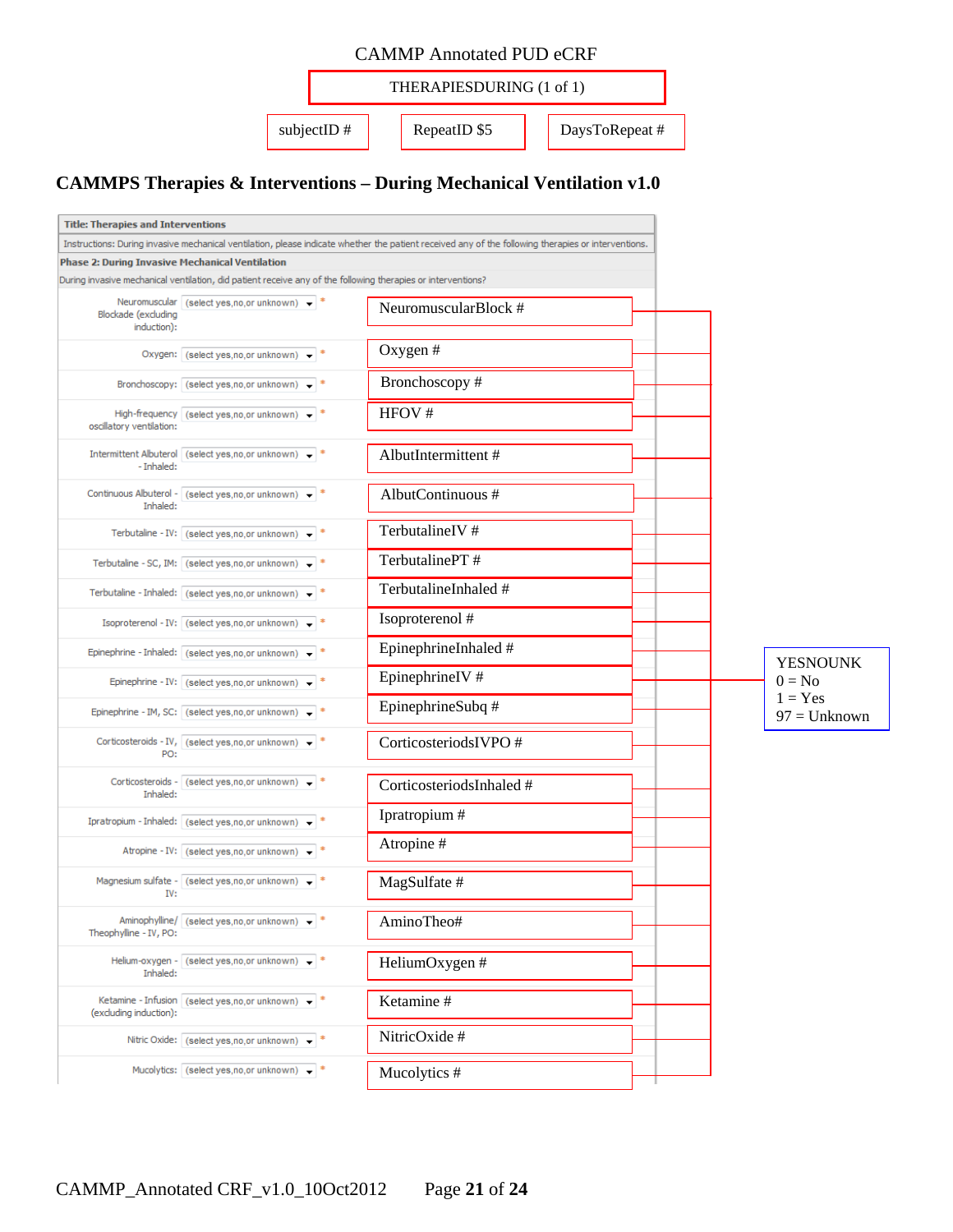CAMMP Annotated PUD eCRF

THERAPIESDURING (1 of 1)

subjectID # | RepeatID $5 | DaysToRepeat #

## CAMMPS Therapies & Interventions – During Mechanical Ventilation v1.0

**Title: Therapies and Interventions**

Instructions: During invasive mechanical ventilation, please indicate whether the patient received any of the following therapies or interventions.

**Phase 2: During Invasive Mechanical Ventilation**

During invasive mechanical ventilation, did patient receive any of the following therapies or interventions?

| Field | Response | Variable |
|---|---|---|
| Neuromuscular Blockade (excluding induction): | (select yes,no,or unknown) * | NeuromuscularBlock # |
| Oxygen: | (select yes,no,or unknown) * | Oxygen # |
| Bronchoscopy: | (select yes,no,or unknown) * | Bronchoscopy # |
| High-frequency oscillatory ventilation: | (select yes,no,or unknown) * | HFOV # |
| Intermittent Albuterol - Inhaled: | (select yes,no,or unknown) * | AlbutIntermittent # |
| Continuous Albuterol - Inhaled: | (select yes,no,or unknown) * | AlbutContinuous # |
| Terbutaline - IV: | (select yes,no,or unknown) * | TerbutalineIV # |
| Terbutaline - SC, IM: | (select yes,no,or unknown) * | TerbutalinePT # |
| Terbutaline - Inhaled: | (select yes,no,or unknown) * | TerbutalineInhaled # |
| Isoproterenol - IV: | (select yes,no,or unknown) * | Isoproterenol # |
| Epinephrine - Inhaled: | (select yes,no,or unknown) * | EpinephrineInhaled # |
| Epinephrine - IV: | (select yes,no,or unknown) * | EpinephrineIV # |
| Epinephrine - IM, SC: | (select yes,no,or unknown) * | EpinephrineSubq # |
| Corticosteroids - IV, PO: | (select yes,no,or unknown) * | CorticosteriodsIVPO # |
| Corticosteroids - Inhaled: | (select yes,no,or unknown) * | CorticosteriodsInhaled # |
| Ipratropium - Inhaled: | (select yes,no,or unknown) * | Ipratropium # |
| Atropine - IV: | (select yes,no,or unknown) * | Atropine # |
| Magnesium sulfate - IV: | (select yes,no,or unknown) * | MagSulfate # |
| Aminophylline/ Theophylline - IV, PO: | (select yes,no,or unknown) * | AminoTheo# |
| Helium-oxygen - Inhaled: | (select yes,no,or unknown) * | HeliumOxygen # |
| Ketamine - Infusion (excluding induction): | (select yes,no,or unknown) * | Ketamine # |
| Nitric Oxide: | (select yes,no,or unknown) * | NitricOxide # |
| Mucolytics: | (select yes,no,or unknown) * | Mucolytics # |

YESNOUNK
0 = No
1 = Yes
97 = Unknown

CAMMP_Annotated CRF_v1.0_10Oct2012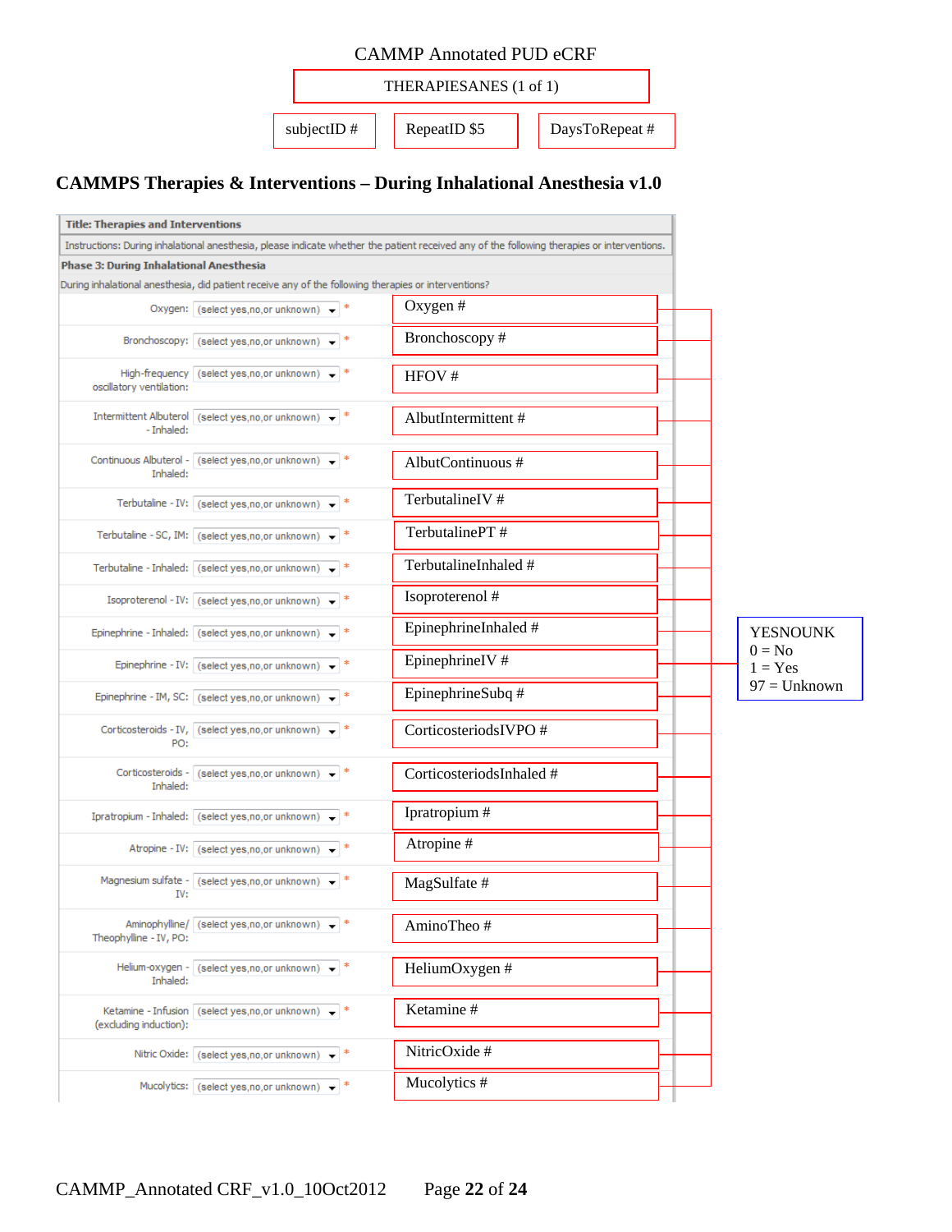CAMMP Annotated PUD eCRF

THERAPIESANES (1 of 1)

subjectID # | RepeatID $5 | DaysToRepeat #

## CAMMPS Therapies & Interventions – During Inhalational Anesthesia v1.0

**Title: Therapies and Interventions**

Instructions: During inhalational anesthesia, please indicate whether the patient received any of the following therapies or interventions.

**Phase 3: During Inhalational Anesthesia**

During inhalational anesthesia, did patient receive any of the following therapies or interventions?

| Field | Response | Variable |
|---|---|---|
| Oxygen: | (select yes,no,or unknown) * | Oxygen # |
| Bronchoscopy: | (select yes,no,or unknown) * | Bronchoscopy # |
| High-frequency oscillatory ventilation: | (select yes,no,or unknown) * | HFOV # |
| Intermittent Albuterol - Inhaled: | (select yes,no,or unknown) * | AlbutIntermittent # |
| Continuous Albuterol - Inhaled: | (select yes,no,or unknown) * | AlbutContinuous # |
| Terbutaline - IV: | (select yes,no,or unknown) * | TerbutalineIV # |
| Terbutaline - SC, IM: | (select yes,no,or unknown) * | TerbutalinePT # |
| Terbutaline - Inhaled: | (select yes,no,or unknown) * | TerbutalineInhaled # |
| Isoproterenol - IV: | (select yes,no,or unknown) * | Isoproterenol # |
| Epinephrine - Inhaled: | (select yes,no,or unknown) * | EpinephrineInhaled # |
| Epinephrine - IV: | (select yes,no,or unknown) * | EpinephrineIV # |
| Epinephrine - IM, SC: | (select yes,no,or unknown) * | EpinephrineSubq # |
| Corticosteroids - IV, PO: | (select yes,no,or unknown) * | CorticosteriodsIVPO # |
| Corticosteroids - Inhaled: | (select yes,no,or unknown) * | CorticosteriodsInhaled # |
| Ipratropium - Inhaled: | (select yes,no,or unknown) * | Ipratropium # |
| Atropine - IV: | (select yes,no,or unknown) * | Atropine # |
| Magnesium sulfate - IV: | (select yes,no,or unknown) * | MagSulfate # |
| Aminophylline/ Theophylline - IV, PO: | (select yes,no,or unknown) * | AminoTheo # |
| Helium-oxygen - Inhaled: | (select yes,no,or unknown) * | HeliumOxygen # |
| Ketamine - Infusion (excluding induction): | (select yes,no,or unknown) * | Ketamine # |
| Nitric Oxide: | (select yes,no,or unknown) * | NitricOxide # |
| Mucolytics: | (select yes,no,or unknown) * | Mucolytics # |

YESNOUNK
0 = No
1 = Yes
97 = Unknown

CAMMP_Annotated CRF_v1.0_10Oct2012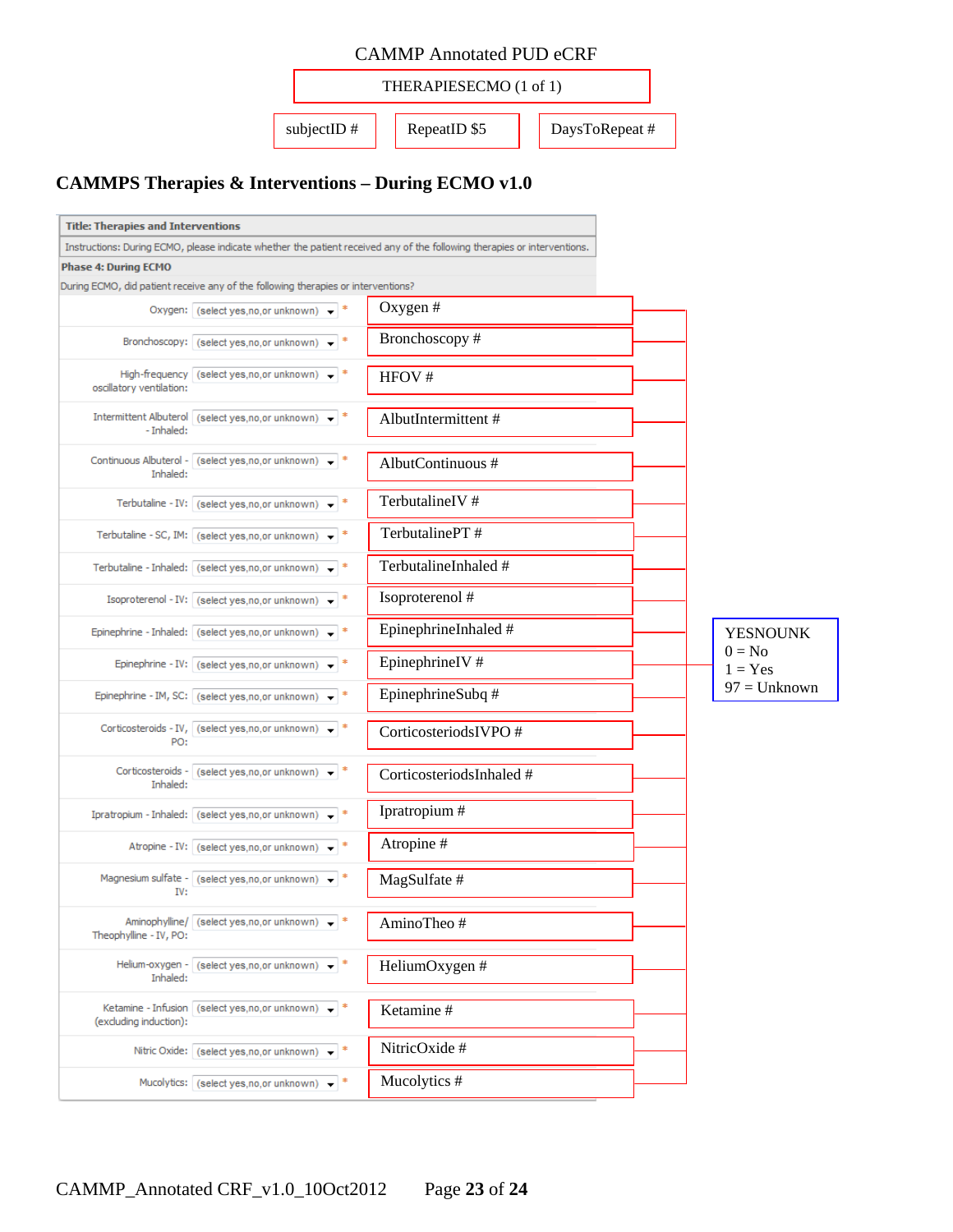CAMMP Annotated PUD eCRF

THERAPIESECMO (1 of 1)

subjectID # | RepeatID $5 | DaysToRepeat #

## CAMMPS Therapies & Interventions – During ECMO v1.0

**Title: Therapies and Interventions**

Instructions: During ECMO, please indicate whether the patient received any of the following therapies or interventions.

**Phase 4: During ECMO**

During ECMO, did patient receive any of the following therapies or interventions?

| Field | Response | Variable |
|---|---|---|
| Oxygen: | (select yes,no,or unknown) * | Oxygen # |
| Bronchoscopy: | (select yes,no,or unknown) * | Bronchoscopy # |
| High-frequency oscillatory ventilation: | (select yes,no,or unknown) * | HFOV # |
| Intermittent Albuterol - Inhaled: | (select yes,no,or unknown) * | AlbutIntermittent # |
| Continuous Albuterol - Inhaled: | (select yes,no,or unknown) * | AlbutContinuous # |
| Terbutaline - IV: | (select yes,no,or unknown) * | TerbutalineIV # |
| Terbutaline - SC, IM: | (select yes,no,or unknown) * | TerbutalinePT # |
| Terbutaline - Inhaled: | (select yes,no,or unknown) * | TerbutalineInhaled # |
| Isoproterenol - IV: | (select yes,no,or unknown) * | Isoproterenol # |
| Epinephrine - Inhaled: | (select yes,no,or unknown) * | EpinephrineInhaled # |
| Epinephrine - IV: | (select yes,no,or unknown) * | EpinephrineIV # |
| Epinephrine - IM, SC: | (select yes,no,or unknown) * | EpinephrineSubq # |
| Corticosteroids - IV, PO: | (select yes,no,or unknown) * | CorticosteriodsIVPO # |
| Corticosteroids - Inhaled: | (select yes,no,or unknown) * | CorticosteriodsInhaled # |
| Ipratropium - Inhaled: | (select yes,no,or unknown) * | Ipratropium # |
| Atropine - IV: | (select yes,no,or unknown) * | Atropine # |
| Magnesium sulfate - IV: | (select yes,no,or unknown) * | MagSulfate # |
| Aminophylline/ Theophylline - IV, PO: | (select yes,no,or unknown) * | AminoTheo # |
| Helium-oxygen - Inhaled: | (select yes,no,or unknown) * | HeliumOxygen # |
| Ketamine - Infusion (excluding induction): | (select yes,no,or unknown) * | Ketamine # |
| Nitric Oxide: | (select yes,no,or unknown) * | NitricOxide # |
| Mucolytics: | (select yes,no,or unknown) * | Mucolytics # |

YESNOUNK
0 = No
1 = Yes
97 = Unknown

CAMMP_Annotated CRF_v1.0_10Oct2012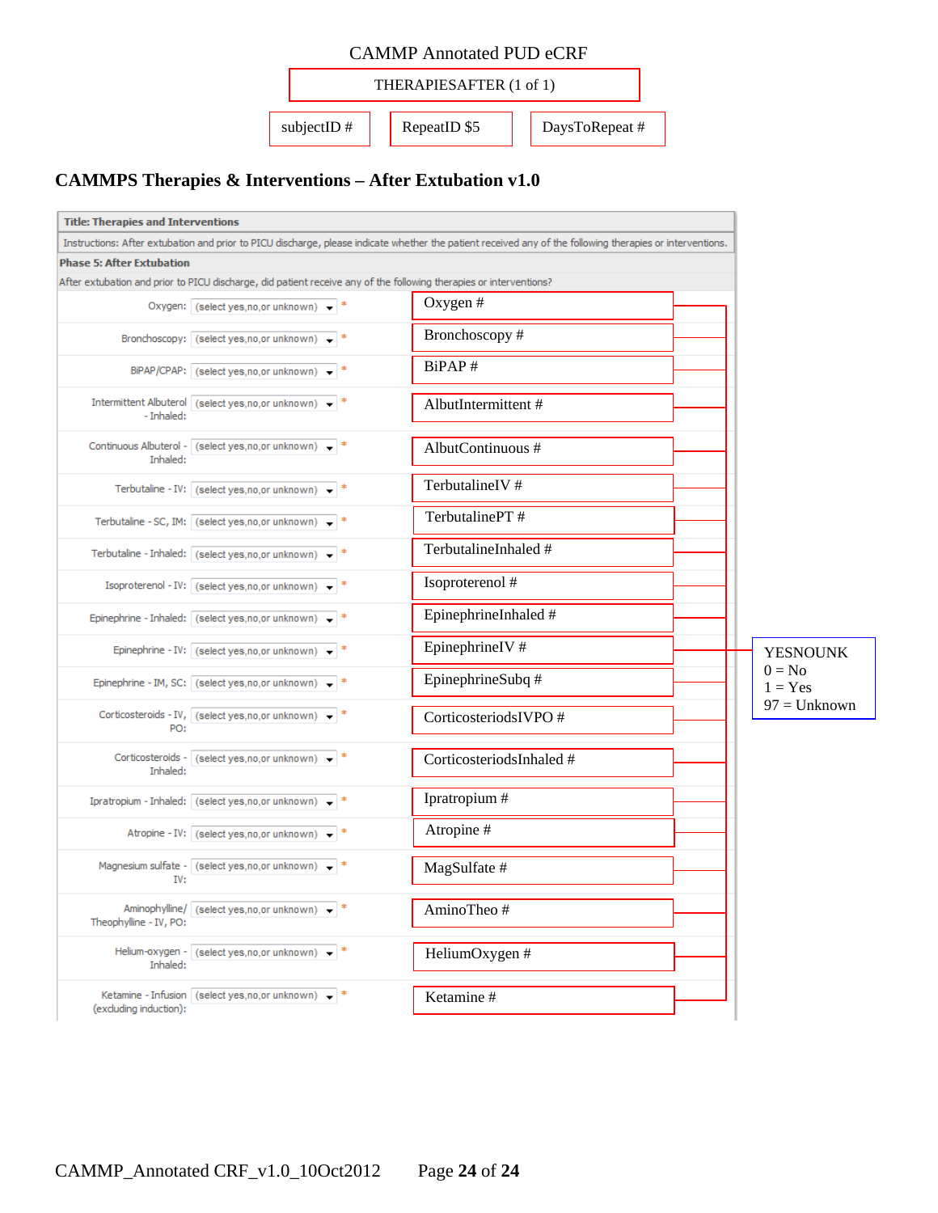CAMMP Annotated PUD eCRF

THERAPIESAFTER (1 of 1)

subjectID # | RepeatID $5 | DaysToRepeat #

## CAMMPS Therapies & Interventions – After Extubation v1.0

**Title: Therapies and Interventions**

Instructions: After extubation and prior to PICU discharge, please indicate whether the patient received any of the following therapies or interventions.

**Phase 5: After Extubation**

After extubation and prior to PICU discharge, did patient receive any of the following therapies or interventions?

| Question | Response | Variable |
|---|---|---|
| Oxygen: | (select yes,no,or unknown) * | Oxygen # |
| Bronchoscopy: | (select yes,no,or unknown) * | Bronchoscopy # |
| BiPAP/CPAP: | (select yes,no,or unknown) * | BiPAP # |
| Intermittent Albuterol - Inhaled: | (select yes,no,or unknown) * | AlbutIntermittent # |
| Continuous Albuterol - Inhaled: | (select yes,no,or unknown) * | AlbutContinuous # |
| Terbutaline - IV: | (select yes,no,or unknown) * | TerbutalineIV # |
| Terbutaline - SC, IM: | (select yes,no,or unknown) * | TerbutalinePT # |
| Terbutaline - Inhaled: | (select yes,no,or unknown) * | TerbutalineInhaled # |
| Isoproterenol - IV: | (select yes,no,or unknown) * | Isoproterenol # |
| Epinephrine - Inhaled: | (select yes,no,or unknown) * | EpinephrineInhaled # |
| Epinephrine - IV: | (select yes,no,or unknown) * | EpinephrineIV # |
| Epinephrine - IM, SC: | (select yes,no,or unknown) * | EpinephrineSubq # |
| Corticosteroids - IV, PO: | (select yes,no,or unknown) * | CorticosteriodsIVPO # |
| Corticosteroids - Inhaled: | (select yes,no,or unknown) * | CorticosteriodsInhaled # |
| Ipratropium - Inhaled: | (select yes,no,or unknown) * | Ipratropium # |
| Atropine - IV: | (select yes,no,or unknown) * | Atropine # |
| Magnesium sulfate - IV: | (select yes,no,or unknown) * | MagSulfate # |
| Aminophylline/ Theophylline - IV, PO: | (select yes,no,or unknown) * | AminoTheo # |
| Helium-oxygen - Inhaled: | (select yes,no,or unknown) * | HeliumOxygen # |
| Ketamine - Infusion (excluding induction): | (select yes,no,or unknown) * | Ketamine # |

YESNOUNK
0 = No
1 = Yes
97 = Unknown